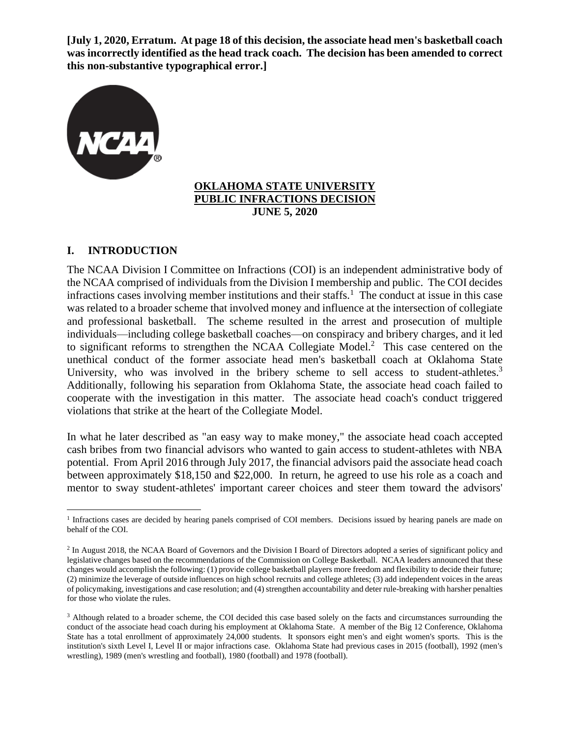**[July 1, 2020, Erratum. At page 18 of this decision, the associate head men's basketball coach was incorrectly identified as the head track coach. The decision has been amended to correct this non-substantive typographical error.]**

**OKLAHOMA STATE UNIVERSITY**
**PUBLIC INFRACTIONS DECISION**
**JUNE 5, 2020**

## I. INTRODUCTION

The NCAA Division I Committee on Infractions (COI) is an independent administrative body of the NCAA comprised of individuals from the Division I membership and public. The COI decides infractions cases involving member institutions and their staffs.[1] The conduct at issue in this case was related to a broader scheme that involved money and influence at the intersection of collegiate and professional basketball. The scheme resulted in the arrest and prosecution of multiple individuals—including college basketball coaches—on conspiracy and bribery charges, and it led to significant reforms to strengthen the NCAA Collegiate Model.[2] This case centered on the unethical conduct of the former associate head men's basketball coach at Oklahoma State University, who was involved in the bribery scheme to sell access to student-athletes.[3] Additionally, following his separation from Oklahoma State, the associate head coach failed to cooperate with the investigation in this matter. The associate head coach's conduct triggered violations that strike at the heart of the Collegiate Model.

In what he later described as "an easy way to make money," the associate head coach accepted cash bribes from two financial advisors who wanted to gain access to student-athletes with NBA potential. From April 2016 through July 2017, the financial advisors paid the associate head coach between approximately $18,150 and $22,000. In return, he agreed to use his role as a coach and mentor to sway student-athletes' important career choices and steer them toward the advisors'

---

[1] Infractions cases are decided by hearing panels comprised of COI members. Decisions issued by hearing panels are made on behalf of the COI.

[2] In August 2018, the NCAA Board of Governors and the Division I Board of Directors adopted a series of significant policy and legislative changes based on the recommendations of the Commission on College Basketball. NCAA leaders announced that these changes would accomplish the following: (1) provide college basketball players more freedom and flexibility to decide their future; (2) minimize the leverage of outside influences on high school recruits and college athletes; (3) add independent voices in the areas of policymaking, investigations and case resolution; and (4) strengthen accountability and deter rule-breaking with harsher penalties for those who violate the rules.

[3] Although related to a broader scheme, the COI decided this case based solely on the facts and circumstances surrounding the conduct of the associate head coach during his employment at Oklahoma State. A member of the Big 12 Conference, Oklahoma State has a total enrollment of approximately 24,000 students. It sponsors eight men's and eight women's sports. This is the institution's sixth Level I, Level II or major infractions case. Oklahoma State had previous cases in 2015 (football), 1992 (men's wrestling), 1989 (men's wrestling and football), 1980 (football) and 1978 (football).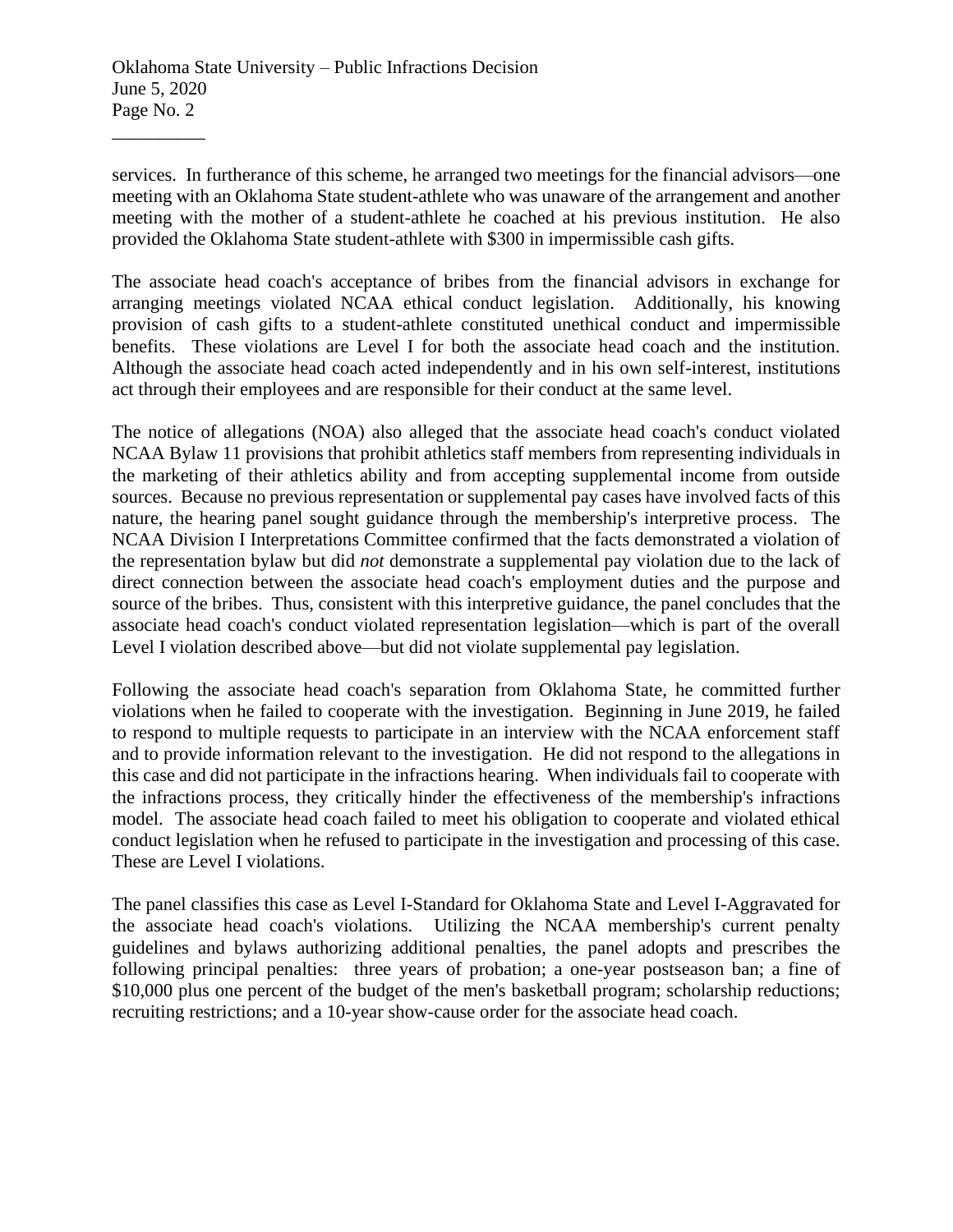services. In furtherance of this scheme, he arranged two meetings for the financial advisors—one meeting with an Oklahoma State student-athlete who was unaware of the arrangement and another meeting with the mother of a student-athlete he coached at his previous institution. He also provided the Oklahoma State student-athlete with $300 in impermissible cash gifts.

The associate head coach's acceptance of bribes from the financial advisors in exchange for arranging meetings violated NCAA ethical conduct legislation. Additionally, his knowing provision of cash gifts to a student-athlete constituted unethical conduct and impermissible benefits. These violations are Level I for both the associate head coach and the institution. Although the associate head coach acted independently and in his own self-interest, institutions act through their employees and are responsible for their conduct at the same level.

The notice of allegations (NOA) also alleged that the associate head coach's conduct violated NCAA Bylaw 11 provisions that prohibit athletics staff members from representing individuals in the marketing of their athletics ability and from accepting supplemental income from outside sources. Because no previous representation or supplemental pay cases have involved facts of this nature, the hearing panel sought guidance through the membership's interpretive process. The NCAA Division I Interpretations Committee confirmed that the facts demonstrated a violation of the representation bylaw but did *not* demonstrate a supplemental pay violation due to the lack of direct connection between the associate head coach's employment duties and the purpose and source of the bribes. Thus, consistent with this interpretive guidance, the panel concludes that the associate head coach's conduct violated representation legislation—which is part of the overall Level I violation described above—but did not violate supplemental pay legislation.

Following the associate head coach's separation from Oklahoma State, he committed further violations when he failed to cooperate with the investigation. Beginning in June 2019, he failed to respond to multiple requests to participate in an interview with the NCAA enforcement staff and to provide information relevant to the investigation. He did not respond to the allegations in this case and did not participate in the infractions hearing. When individuals fail to cooperate with the infractions process, they critically hinder the effectiveness of the membership's infractions model. The associate head coach failed to meet his obligation to cooperate and violated ethical conduct legislation when he refused to participate in the investigation and processing of this case. These are Level I violations.

The panel classifies this case as Level I-Standard for Oklahoma State and Level I-Aggravated for the associate head coach's violations. Utilizing the NCAA membership's current penalty guidelines and bylaws authorizing additional penalties, the panel adopts and prescribes the following principal penalties: three years of probation; a one-year postseason ban; a fine of $10,000 plus one percent of the budget of the men's basketball program; scholarship reductions; recruiting restrictions; and a 10-year show-cause order for the associate head coach.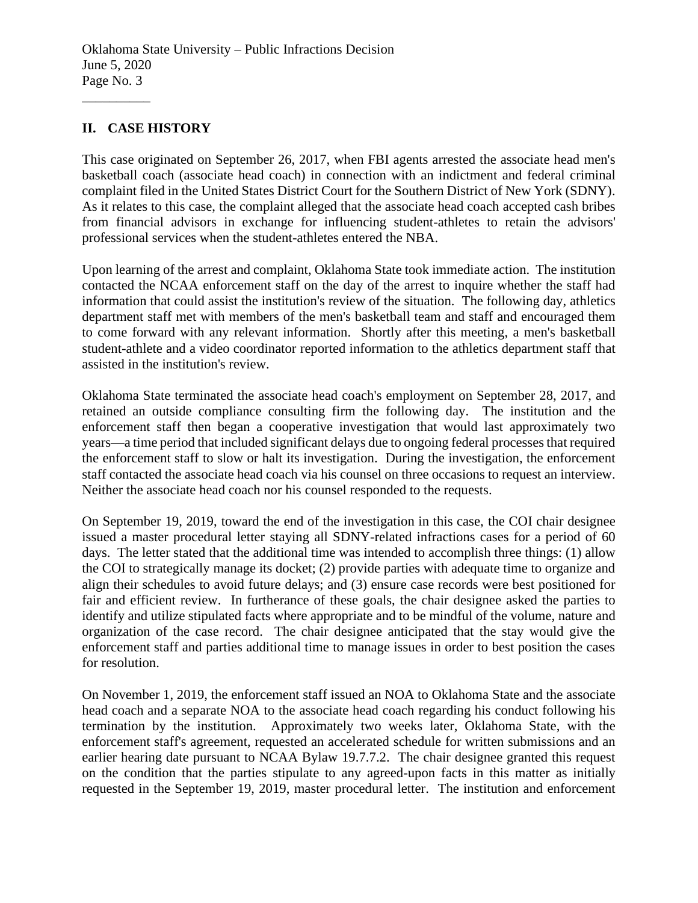## II. CASE HISTORY

This case originated on September 26, 2017, when FBI agents arrested the associate head men's basketball coach (associate head coach) in connection with an indictment and federal criminal complaint filed in the United States District Court for the Southern District of New York (SDNY). As it relates to this case, the complaint alleged that the associate head coach accepted cash bribes from financial advisors in exchange for influencing student-athletes to retain the advisors' professional services when the student-athletes entered the NBA.

Upon learning of the arrest and complaint, Oklahoma State took immediate action. The institution contacted the NCAA enforcement staff on the day of the arrest to inquire whether the staff had information that could assist the institution's review of the situation. The following day, athletics department staff met with members of the men's basketball team and staff and encouraged them to come forward with any relevant information. Shortly after this meeting, a men's basketball student-athlete and a video coordinator reported information to the athletics department staff that assisted in the institution's review.

Oklahoma State terminated the associate head coach's employment on September 28, 2017, and retained an outside compliance consulting firm the following day. The institution and the enforcement staff then began a cooperative investigation that would last approximately two years—a time period that included significant delays due to ongoing federal processes that required the enforcement staff to slow or halt its investigation. During the investigation, the enforcement staff contacted the associate head coach via his counsel on three occasions to request an interview. Neither the associate head coach nor his counsel responded to the requests.

On September 19, 2019, toward the end of the investigation in this case, the COI chair designee issued a master procedural letter staying all SDNY-related infractions cases for a period of 60 days. The letter stated that the additional time was intended to accomplish three things: (1) allow the COI to strategically manage its docket; (2) provide parties with adequate time to organize and align their schedules to avoid future delays; and (3) ensure case records were best positioned for fair and efficient review. In furtherance of these goals, the chair designee asked the parties to identify and utilize stipulated facts where appropriate and to be mindful of the volume, nature and organization of the case record. The chair designee anticipated that the stay would give the enforcement staff and parties additional time to manage issues in order to best position the cases for resolution.

On November 1, 2019, the enforcement staff issued an NOA to Oklahoma State and the associate head coach and a separate NOA to the associate head coach regarding his conduct following his termination by the institution. Approximately two weeks later, Oklahoma State, with the enforcement staff's agreement, requested an accelerated schedule for written submissions and an earlier hearing date pursuant to NCAA Bylaw 19.7.7.2. The chair designee granted this request on the condition that the parties stipulate to any agreed-upon facts in this matter as initially requested in the September 19, 2019, master procedural letter. The institution and enforcement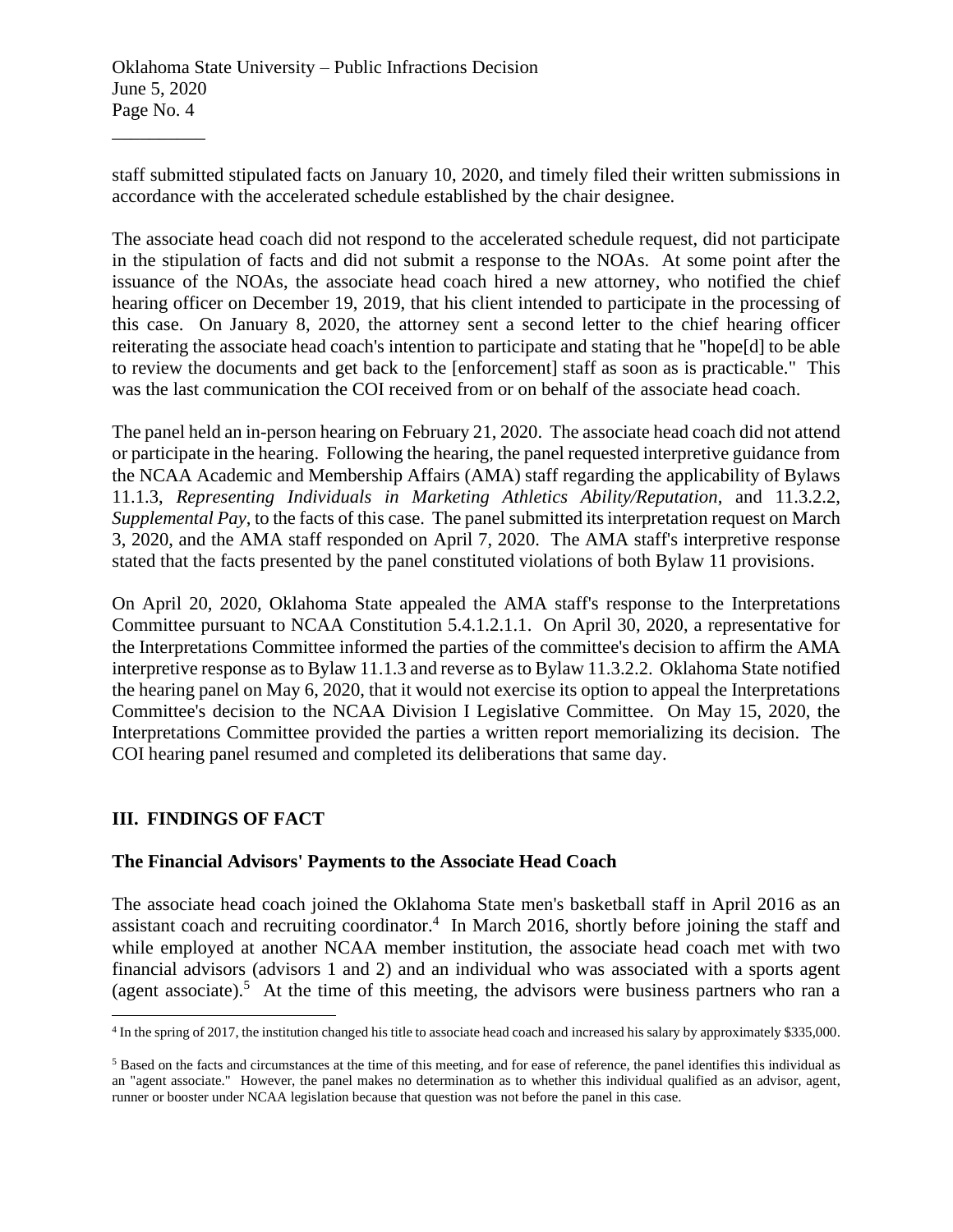staff submitted stipulated facts on January 10, 2020, and timely filed their written submissions in accordance with the accelerated schedule established by the chair designee.

The associate head coach did not respond to the accelerated schedule request, did not participate in the stipulation of facts and did not submit a response to the NOAs. At some point after the issuance of the NOAs, the associate head coach hired a new attorney, who notified the chief hearing officer on December 19, 2019, that his client intended to participate in the processing of this case. On January 8, 2020, the attorney sent a second letter to the chief hearing officer reiterating the associate head coach's intention to participate and stating that he "hope[d] to be able to review the documents and get back to the [enforcement] staff as soon as is practicable." This was the last communication the COI received from or on behalf of the associate head coach.

The panel held an in-person hearing on February 21, 2020. The associate head coach did not attend or participate in the hearing. Following the hearing, the panel requested interpretive guidance from the NCAA Academic and Membership Affairs (AMA) staff regarding the applicability of Bylaws 11.1.3, *Representing Individuals in Marketing Athletics Ability/Reputation*, and 11.3.2.2, *Supplemental Pay*, to the facts of this case. The panel submitted its interpretation request on March 3, 2020, and the AMA staff responded on April 7, 2020. The AMA staff's interpretive response stated that the facts presented by the panel constituted violations of both Bylaw 11 provisions.

On April 20, 2020, Oklahoma State appealed the AMA staff's response to the Interpretations Committee pursuant to NCAA Constitution 5.4.1.2.1.1. On April 30, 2020, a representative for the Interpretations Committee informed the parties of the committee's decision to affirm the AMA interpretive response as to Bylaw 11.1.3 and reverse as to Bylaw 11.3.2.2. Oklahoma State notified the hearing panel on May 6, 2020, that it would not exercise its option to appeal the Interpretations Committee's decision to the NCAA Division I Legislative Committee. On May 15, 2020, the Interpretations Committee provided the parties a written report memorializing its decision. The COI hearing panel resumed and completed its deliberations that same day.

## III. FINDINGS OF FACT

### The Financial Advisors' Payments to the Associate Head Coach

The associate head coach joined the Oklahoma State men's basketball staff in April 2016 as an assistant coach and recruiting coordinator.[4] In March 2016, shortly before joining the staff and while employed at another NCAA member institution, the associate head coach met with two financial advisors (advisors 1 and 2) and an individual who was associated with a sports agent (agent associate).[5] At the time of this meeting, the advisors were business partners who ran a

[4] In the spring of 2017, the institution changed his title to associate head coach and increased his salary by approximately $335,000.

[5] Based on the facts and circumstances at the time of this meeting, and for ease of reference, the panel identifies this individual as an "agent associate." However, the panel makes no determination as to whether this individual qualified as an advisor, agent, runner or booster under NCAA legislation because that question was not before the panel in this case.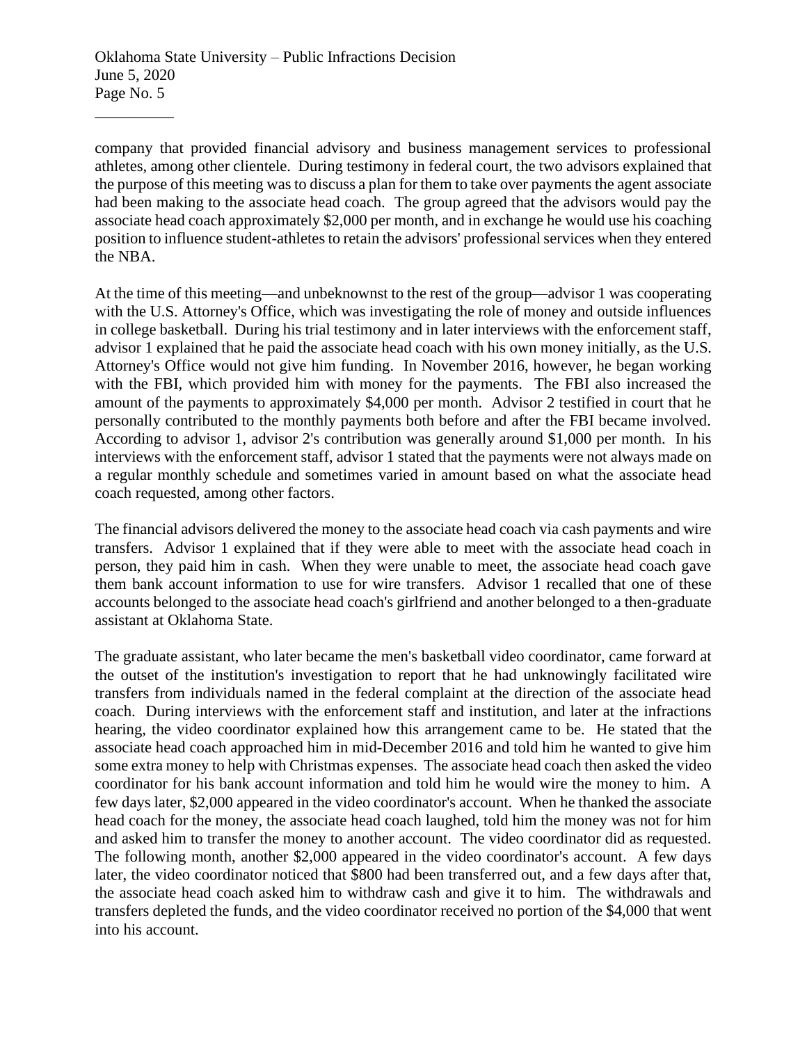company that provided financial advisory and business management services to professional athletes, among other clientele. During testimony in federal court, the two advisors explained that the purpose of this meeting was to discuss a plan for them to take over payments the agent associate had been making to the associate head coach. The group agreed that the advisors would pay the associate head coach approximately $2,000 per month, and in exchange he would use his coaching position to influence student-athletes to retain the advisors' professional services when they entered the NBA.

At the time of this meeting—and unbeknownst to the rest of the group—advisor 1 was cooperating with the U.S. Attorney's Office, which was investigating the role of money and outside influences in college basketball. During his trial testimony and in later interviews with the enforcement staff, advisor 1 explained that he paid the associate head coach with his own money initially, as the U.S. Attorney's Office would not give him funding. In November 2016, however, he began working with the FBI, which provided him with money for the payments. The FBI also increased the amount of the payments to approximately $4,000 per month. Advisor 2 testified in court that he personally contributed to the monthly payments both before and after the FBI became involved. According to advisor 1, advisor 2's contribution was generally around $1,000 per month. In his interviews with the enforcement staff, advisor 1 stated that the payments were not always made on a regular monthly schedule and sometimes varied in amount based on what the associate head coach requested, among other factors.

The financial advisors delivered the money to the associate head coach via cash payments and wire transfers. Advisor 1 explained that if they were able to meet with the associate head coach in person, they paid him in cash. When they were unable to meet, the associate head coach gave them bank account information to use for wire transfers. Advisor 1 recalled that one of these accounts belonged to the associate head coach's girlfriend and another belonged to a then-graduate assistant at Oklahoma State.

The graduate assistant, who later became the men's basketball video coordinator, came forward at the outset of the institution's investigation to report that he had unknowingly facilitated wire transfers from individuals named in the federal complaint at the direction of the associate head coach. During interviews with the enforcement staff and institution, and later at the infractions hearing, the video coordinator explained how this arrangement came to be. He stated that the associate head coach approached him in mid-December 2016 and told him he wanted to give him some extra money to help with Christmas expenses. The associate head coach then asked the video coordinator for his bank account information and told him he would wire the money to him. A few days later, $2,000 appeared in the video coordinator's account. When he thanked the associate head coach for the money, the associate head coach laughed, told him the money was not for him and asked him to transfer the money to another account. The video coordinator did as requested. The following month, another $2,000 appeared in the video coordinator's account. A few days later, the video coordinator noticed that $800 had been transferred out, and a few days after that, the associate head coach asked him to withdraw cash and give it to him. The withdrawals and transfers depleted the funds, and the video coordinator received no portion of the $4,000 that went into his account.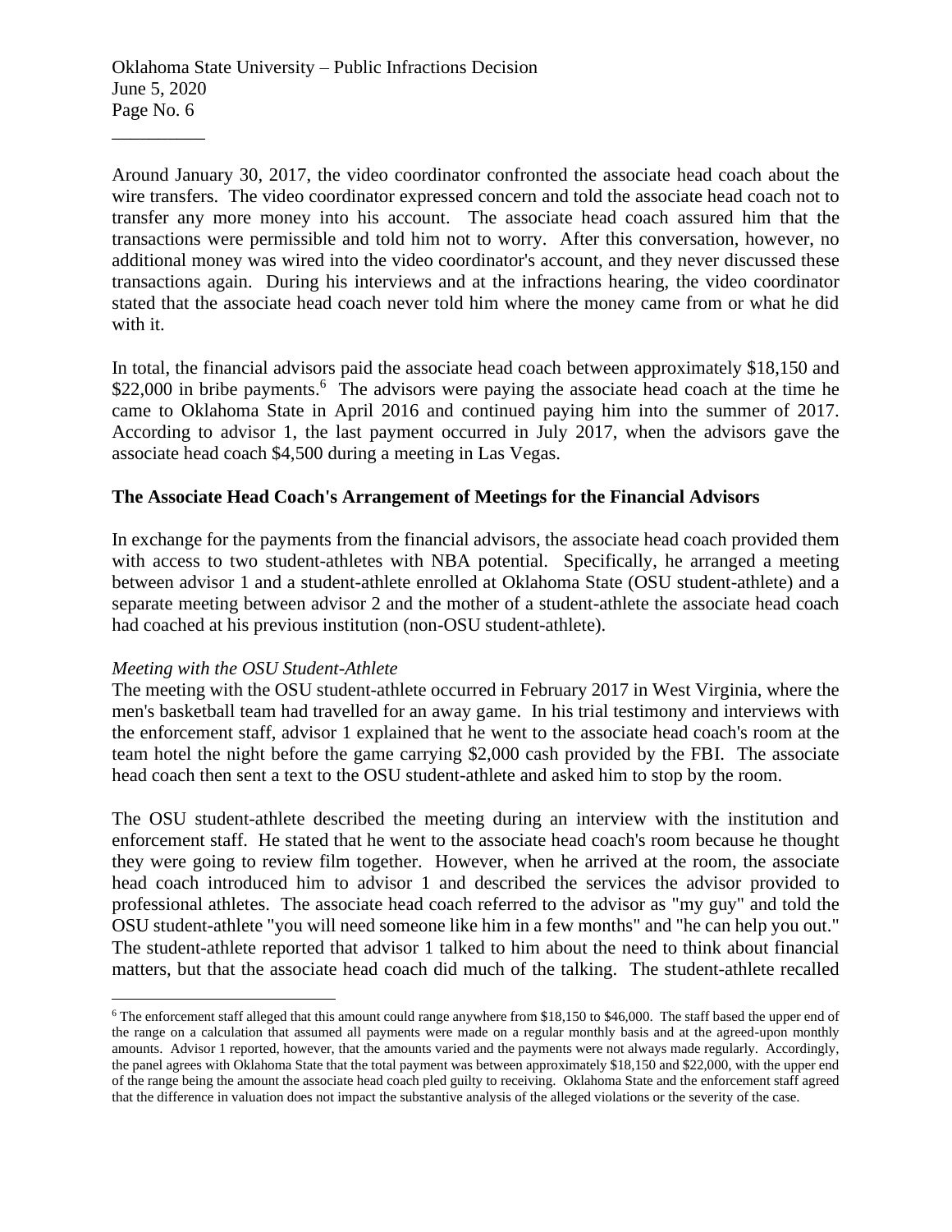Around January 30, 2017, the video coordinator confronted the associate head coach about the wire transfers. The video coordinator expressed concern and told the associate head coach not to transfer any more money into his account. The associate head coach assured him that the transactions were permissible and told him not to worry. After this conversation, however, no additional money was wired into the video coordinator's account, and they never discussed these transactions again. During his interviews and at the infractions hearing, the video coordinator stated that the associate head coach never told him where the money came from or what he did with it.

In total, the financial advisors paid the associate head coach between approximately $18,150 and $22,000 in bribe payments.[6] The advisors were paying the associate head coach at the time he came to Oklahoma State in April 2016 and continued paying him into the summer of 2017. According to advisor 1, the last payment occurred in July 2017, when the advisors gave the associate head coach $4,500 during a meeting in Las Vegas.

## The Associate Head Coach's Arrangement of Meetings for the Financial Advisors

In exchange for the payments from the financial advisors, the associate head coach provided them with access to two student-athletes with NBA potential. Specifically, he arranged a meeting between advisor 1 and a student-athlete enrolled at Oklahoma State (OSU student-athlete) and a separate meeting between advisor 2 and the mother of a student-athlete the associate head coach had coached at his previous institution (non-OSU student-athlete).

*Meeting with the OSU Student-Athlete*

The meeting with the OSU student-athlete occurred in February 2017 in West Virginia, where the men's basketball team had travelled for an away game. In his trial testimony and interviews with the enforcement staff, advisor 1 explained that he went to the associate head coach's room at the team hotel the night before the game carrying $2,000 cash provided by the FBI. The associate head coach then sent a text to the OSU student-athlete and asked him to stop by the room.

The OSU student-athlete described the meeting during an interview with the institution and enforcement staff. He stated that he went to the associate head coach's room because he thought they were going to review film together. However, when he arrived at the room, the associate head coach introduced him to advisor 1 and described the services the advisor provided to professional athletes. The associate head coach referred to the advisor as "my guy" and told the OSU student-athlete "you will need someone like him in a few months" and "he can help you out." The student-athlete reported that advisor 1 talked to him about the need to think about financial matters, but that the associate head coach did much of the talking. The student-athlete recalled

---

[6] The enforcement staff alleged that this amount could range anywhere from $18,150 to $46,000. The staff based the upper end of the range on a calculation that assumed all payments were made on a regular monthly basis and at the agreed-upon monthly amounts. Advisor 1 reported, however, that the amounts varied and the payments were not always made regularly. Accordingly, the panel agrees with Oklahoma State that the total payment was between approximately $18,150 and $22,000, with the upper end of the range being the amount the associate head coach pled guilty to receiving. Oklahoma State and the enforcement staff agreed that the difference in valuation does not impact the substantive analysis of the alleged violations or the severity of the case.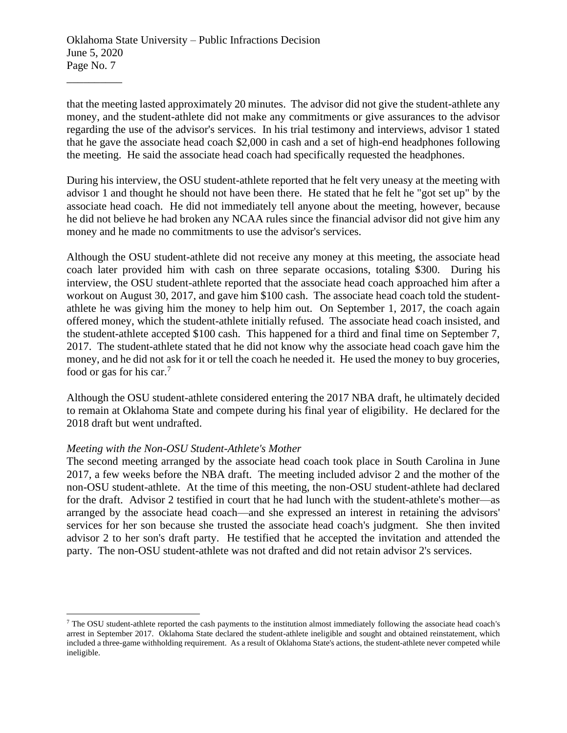that the meeting lasted approximately 20 minutes. The advisor did not give the student-athlete any money, and the student-athlete did not make any commitments or give assurances to the advisor regarding the use of the advisor's services. In his trial testimony and interviews, advisor 1 stated that he gave the associate head coach $2,000 in cash and a set of high-end headphones following the meeting. He said the associate head coach had specifically requested the headphones.

During his interview, the OSU student-athlete reported that he felt very uneasy at the meeting with advisor 1 and thought he should not have been there. He stated that he felt he "got set up" by the associate head coach. He did not immediately tell anyone about the meeting, however, because he did not believe he had broken any NCAA rules since the financial advisor did not give him any money and he made no commitments to use the advisor's services.

Although the OSU student-athlete did not receive any money at this meeting, the associate head coach later provided him with cash on three separate occasions, totaling $300. During his interview, the OSU student-athlete reported that the associate head coach approached him after a workout on August 30, 2017, and gave him $100 cash. The associate head coach told the student-athlete he was giving him the money to help him out. On September 1, 2017, the coach again offered money, which the student-athlete initially refused. The associate head coach insisted, and the student-athlete accepted $100 cash. This happened for a third and final time on September 7, 2017. The student-athlete stated that he did not know why the associate head coach gave him the money, and he did not ask for it or tell the coach he needed it. He used the money to buy groceries, food or gas for his car.[7]

Although the OSU student-athlete considered entering the 2017 NBA draft, he ultimately decided to remain at Oklahoma State and compete during his final year of eligibility. He declared for the 2018 draft but went undrafted.

*Meeting with the Non-OSU Student-Athlete's Mother*

The second meeting arranged by the associate head coach took place in South Carolina in June 2017, a few weeks before the NBA draft. The meeting included advisor 2 and the mother of the non-OSU student-athlete. At the time of this meeting, the non-OSU student-athlete had declared for the draft. Advisor 2 testified in court that he had lunch with the student-athlete's mother—as arranged by the associate head coach—and she expressed an interest in retaining the advisors' services for her son because she trusted the associate head coach's judgment. She then invited advisor 2 to her son's draft party. He testified that he accepted the invitation and attended the party. The non-OSU student-athlete was not drafted and did not retain advisor 2's services.

[7] The OSU student-athlete reported the cash payments to the institution almost immediately following the associate head coach's arrest in September 2017. Oklahoma State declared the student-athlete ineligible and sought and obtained reinstatement, which included a three-game withholding requirement. As a result of Oklahoma State's actions, the student-athlete never competed while ineligible.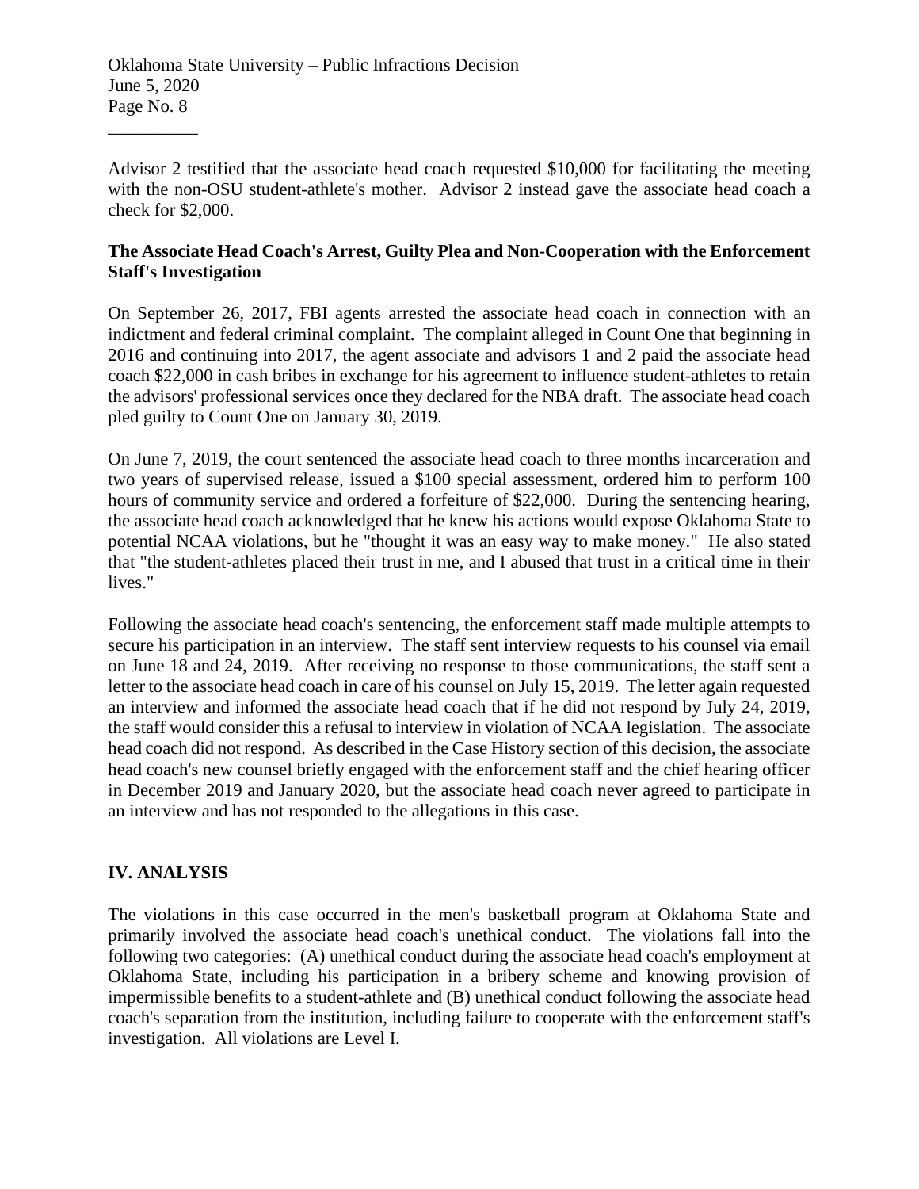Advisor 2 testified that the associate head coach requested $10,000 for facilitating the meeting with the non-OSU student-athlete's mother. Advisor 2 instead gave the associate head coach a check for $2,000.

**The Associate Head Coach's Arrest, Guilty Plea and Non-Cooperation with the Enforcement Staff's Investigation**

On September 26, 2017, FBI agents arrested the associate head coach in connection with an indictment and federal criminal complaint. The complaint alleged in Count One that beginning in 2016 and continuing into 2017, the agent associate and advisors 1 and 2 paid the associate head coach $22,000 in cash bribes in exchange for his agreement to influence student-athletes to retain the advisors' professional services once they declared for the NBA draft. The associate head coach pled guilty to Count One on January 30, 2019.

On June 7, 2019, the court sentenced the associate head coach to three months incarceration and two years of supervised release, issued a $100 special assessment, ordered him to perform 100 hours of community service and ordered a forfeiture of $22,000. During the sentencing hearing, the associate head coach acknowledged that he knew his actions would expose Oklahoma State to potential NCAA violations, but he "thought it was an easy way to make money." He also stated that "the student-athletes placed their trust in me, and I abused that trust in a critical time in their lives."

Following the associate head coach's sentencing, the enforcement staff made multiple attempts to secure his participation in an interview. The staff sent interview requests to his counsel via email on June 18 and 24, 2019. After receiving no response to those communications, the staff sent a letter to the associate head coach in care of his counsel on July 15, 2019. The letter again requested an interview and informed the associate head coach that if he did not respond by July 24, 2019, the staff would consider this a refusal to interview in violation of NCAA legislation. The associate head coach did not respond. As described in the Case History section of this decision, the associate head coach's new counsel briefly engaged with the enforcement staff and the chief hearing officer in December 2019 and January 2020, but the associate head coach never agreed to participate in an interview and has not responded to the allegations in this case.

## IV. ANALYSIS

The violations in this case occurred in the men's basketball program at Oklahoma State and primarily involved the associate head coach's unethical conduct. The violations fall into the following two categories: (A) unethical conduct during the associate head coach's employment at Oklahoma State, including his participation in a bribery scheme and knowing provision of impermissible benefits to a student-athlete and (B) unethical conduct following the associate head coach's separation from the institution, including failure to cooperate with the enforcement staff's investigation. All violations are Level I.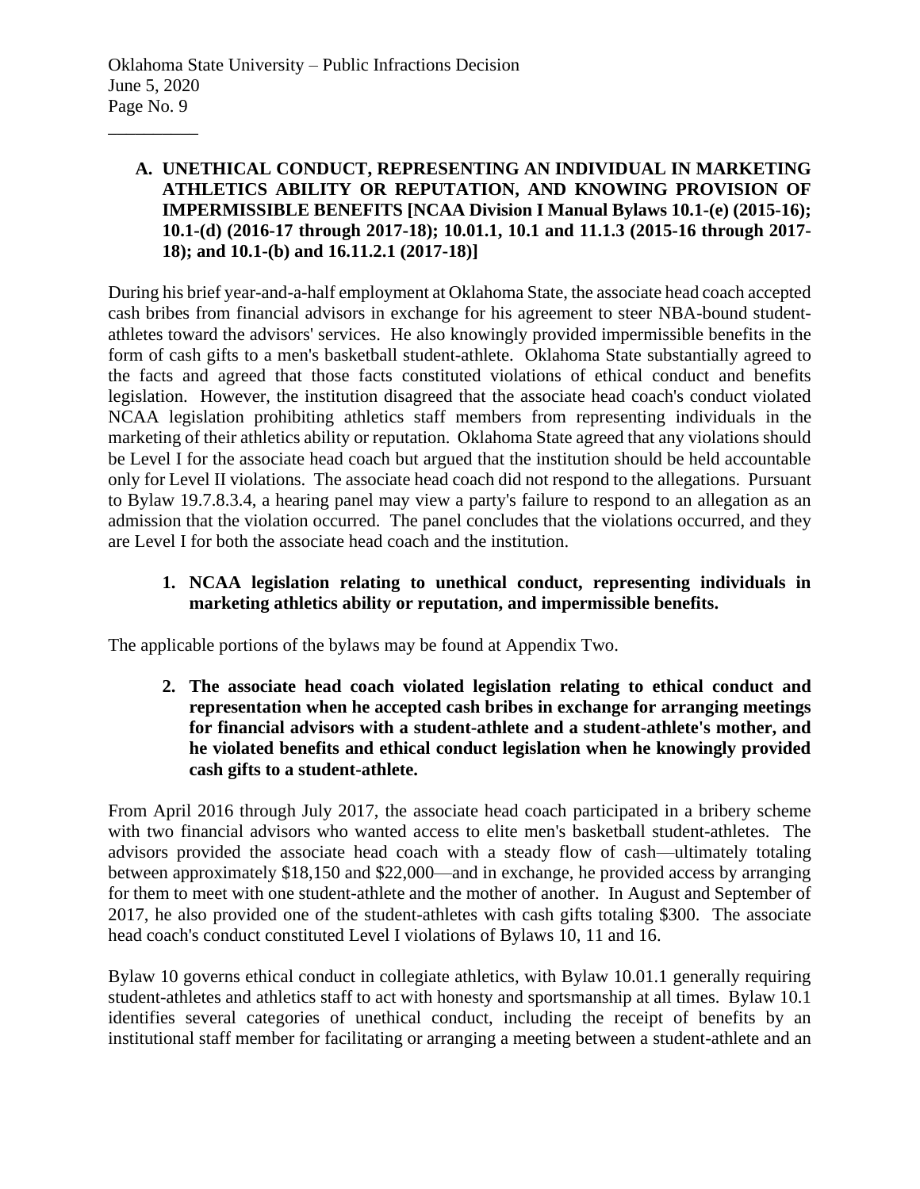## A. UNETHICAL CONDUCT, REPRESENTING AN INDIVIDUAL IN MARKETING ATHLETICS ABILITY OR REPUTATION, AND KNOWING PROVISION OF IMPERMISSIBLE BENEFITS [NCAA Division I Manual Bylaws 10.1-(e) (2015-16); 10.1-(d) (2016-17 through 2017-18); 10.01.1, 10.1 and 11.1.3 (2015-16 through 2017-18); and 10.1-(b) and 16.11.2.1 (2017-18)]

During his brief year-and-a-half employment at Oklahoma State, the associate head coach accepted cash bribes from financial advisors in exchange for his agreement to steer NBA-bound student-athletes toward the advisors' services. He also knowingly provided impermissible benefits in the form of cash gifts to a men's basketball student-athlete. Oklahoma State substantially agreed to the facts and agreed that those facts constituted violations of ethical conduct and benefits legislation. However, the institution disagreed that the associate head coach's conduct violated NCAA legislation prohibiting athletics staff members from representing individuals in the marketing of their athletics ability or reputation. Oklahoma State agreed that any violations should be Level I for the associate head coach but argued that the institution should be held accountable only for Level II violations. The associate head coach did not respond to the allegations. Pursuant to Bylaw 19.7.8.3.4, a hearing panel may view a party's failure to respond to an allegation as an admission that the violation occurred. The panel concludes that the violations occurred, and they are Level I for both the associate head coach and the institution.

### 1. NCAA legislation relating to unethical conduct, representing individuals in marketing athletics ability or reputation, and impermissible benefits.

The applicable portions of the bylaws may be found at Appendix Two.

### 2. The associate head coach violated legislation relating to ethical conduct and representation when he accepted cash bribes in exchange for arranging meetings for financial advisors with a student-athlete and a student-athlete's mother, and he violated benefits and ethical conduct legislation when he knowingly provided cash gifts to a student-athlete.

From April 2016 through July 2017, the associate head coach participated in a bribery scheme with two financial advisors who wanted access to elite men's basketball student-athletes. The advisors provided the associate head coach with a steady flow of cash—ultimately totaling between approximately \$18,150 and \$22,000—and in exchange, he provided access by arranging for them to meet with one student-athlete and the mother of another. In August and September of 2017, he also provided one of the student-athletes with cash gifts totaling \$300. The associate head coach's conduct constituted Level I violations of Bylaws 10, 11 and 16.

Bylaw 10 governs ethical conduct in collegiate athletics, with Bylaw 10.01.1 generally requiring student-athletes and athletics staff to act with honesty and sportsmanship at all times. Bylaw 10.1 identifies several categories of unethical conduct, including the receipt of benefits by an institutional staff member for facilitating or arranging a meeting between a student-athlete and an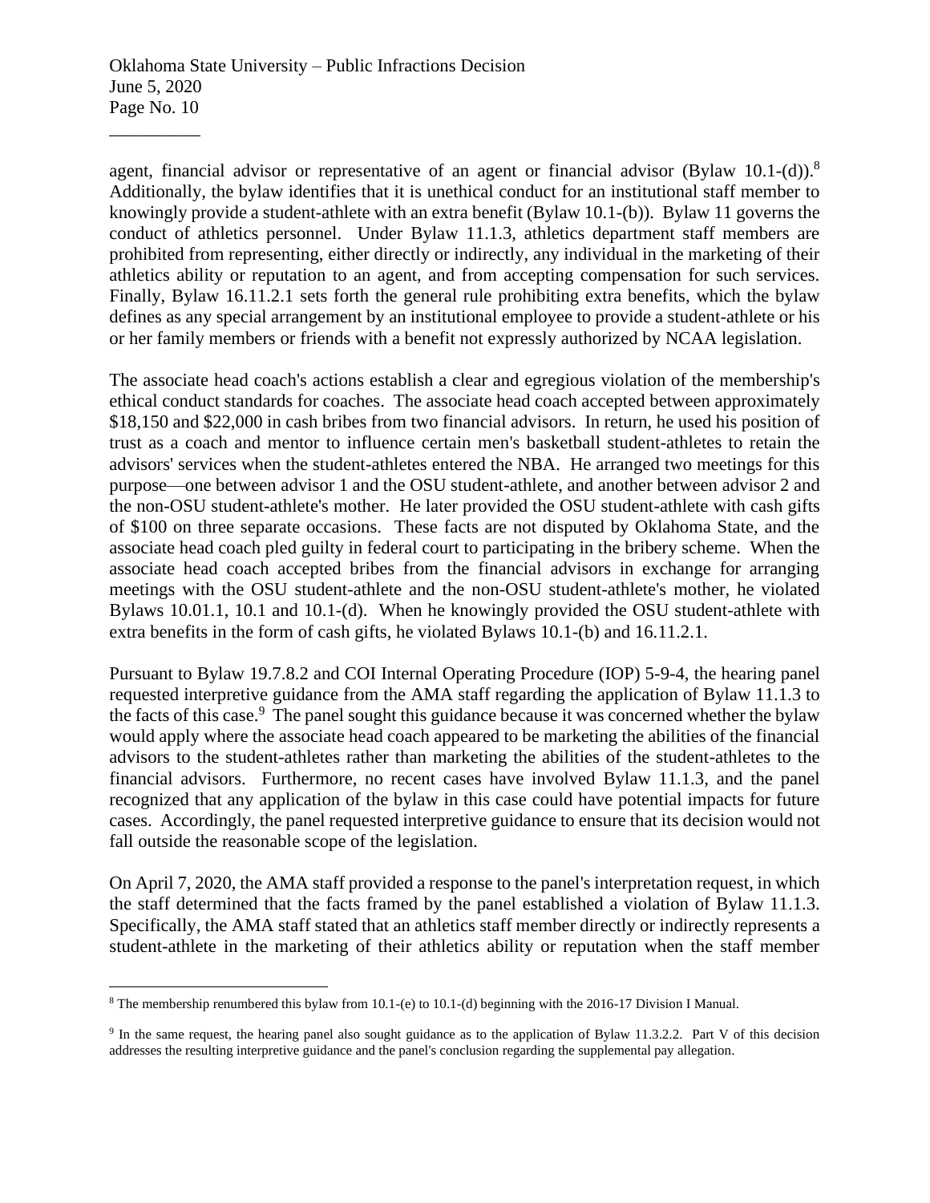agent, financial advisor or representative of an agent or financial advisor (Bylaw 10.1-(d)).[8] Additionally, the bylaw identifies that it is unethical conduct for an institutional staff member to knowingly provide a student-athlete with an extra benefit (Bylaw 10.1-(b)). Bylaw 11 governs the conduct of athletics personnel. Under Bylaw 11.1.3, athletics department staff members are prohibited from representing, either directly or indirectly, any individual in the marketing of their athletics ability or reputation to an agent, and from accepting compensation for such services. Finally, Bylaw 16.11.2.1 sets forth the general rule prohibiting extra benefits, which the bylaw defines as any special arrangement by an institutional employee to provide a student-athlete or his or her family members or friends with a benefit not expressly authorized by NCAA legislation.

The associate head coach's actions establish a clear and egregious violation of the membership's ethical conduct standards for coaches. The associate head coach accepted between approximately $18,150 and $22,000 in cash bribes from two financial advisors. In return, he used his position of trust as a coach and mentor to influence certain men's basketball student-athletes to retain the advisors' services when the student-athletes entered the NBA. He arranged two meetings for this purpose—one between advisor 1 and the OSU student-athlete, and another between advisor 2 and the non-OSU student-athlete's mother. He later provided the OSU student-athlete with cash gifts of $100 on three separate occasions. These facts are not disputed by Oklahoma State, and the associate head coach pled guilty in federal court to participating in the bribery scheme. When the associate head coach accepted bribes from the financial advisors in exchange for arranging meetings with the OSU student-athlete and the non-OSU student-athlete's mother, he violated Bylaws 10.01.1, 10.1 and 10.1-(d). When he knowingly provided the OSU student-athlete with extra benefits in the form of cash gifts, he violated Bylaws 10.1-(b) and 16.11.2.1.

Pursuant to Bylaw 19.7.8.2 and COI Internal Operating Procedure (IOP) 5-9-4, the hearing panel requested interpretive guidance from the AMA staff regarding the application of Bylaw 11.1.3 to the facts of this case.[9] The panel sought this guidance because it was concerned whether the bylaw would apply where the associate head coach appeared to be marketing the abilities of the financial advisors to the student-athletes rather than marketing the abilities of the student-athletes to the financial advisors. Furthermore, no recent cases have involved Bylaw 11.1.3, and the panel recognized that any application of the bylaw in this case could have potential impacts for future cases. Accordingly, the panel requested interpretive guidance to ensure that its decision would not fall outside the reasonable scope of the legislation.

On April 7, 2020, the AMA staff provided a response to the panel's interpretation request, in which the staff determined that the facts framed by the panel established a violation of Bylaw 11.1.3. Specifically, the AMA staff stated that an athletics staff member directly or indirectly represents a student-athlete in the marketing of their athletics ability or reputation when the staff member

---

[8] The membership renumbered this bylaw from 10.1-(e) to 10.1-(d) beginning with the 2016-17 Division I Manual.

[9] In the same request, the hearing panel also sought guidance as to the application of Bylaw 11.3.2.2. Part V of this decision addresses the resulting interpretive guidance and the panel's conclusion regarding the supplemental pay allegation.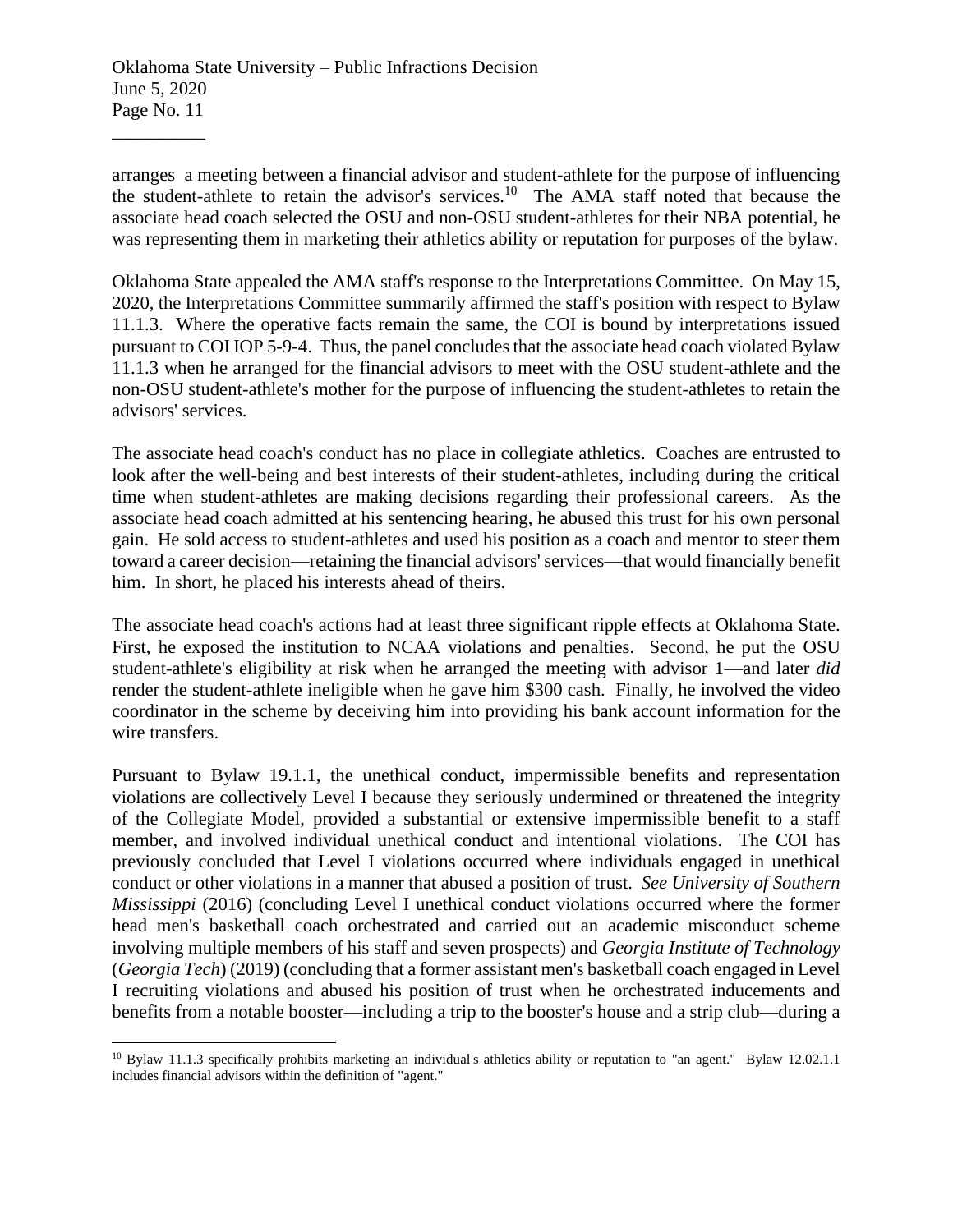arranges a meeting between a financial advisor and student-athlete for the purpose of influencing the student-athlete to retain the advisor's services.[10] The AMA staff noted that because the associate head coach selected the OSU and non-OSU student-athletes for their NBA potential, he was representing them in marketing their athletics ability or reputation for purposes of the bylaw.

Oklahoma State appealed the AMA staff's response to the Interpretations Committee. On May 15, 2020, the Interpretations Committee summarily affirmed the staff's position with respect to Bylaw 11.1.3. Where the operative facts remain the same, the COI is bound by interpretations issued pursuant to COI IOP 5-9-4. Thus, the panel concludes that the associate head coach violated Bylaw 11.1.3 when he arranged for the financial advisors to meet with the OSU student-athlete and the non-OSU student-athlete's mother for the purpose of influencing the student-athletes to retain the advisors' services.

The associate head coach's conduct has no place in collegiate athletics. Coaches are entrusted to look after the well-being and best interests of their student-athletes, including during the critical time when student-athletes are making decisions regarding their professional careers. As the associate head coach admitted at his sentencing hearing, he abused this trust for his own personal gain. He sold access to student-athletes and used his position as a coach and mentor to steer them toward a career decision—retaining the financial advisors' services—that would financially benefit him. In short, he placed his interests ahead of theirs.

The associate head coach's actions had at least three significant ripple effects at Oklahoma State. First, he exposed the institution to NCAA violations and penalties. Second, he put the OSU student-athlete's eligibility at risk when he arranged the meeting with advisor 1—and later *did* render the student-athlete ineligible when he gave him $300 cash. Finally, he involved the video coordinator in the scheme by deceiving him into providing his bank account information for the wire transfers.

Pursuant to Bylaw 19.1.1, the unethical conduct, impermissible benefits and representation violations are collectively Level I because they seriously undermined or threatened the integrity of the Collegiate Model, provided a substantial or extensive impermissible benefit to a staff member, and involved individual unethical conduct and intentional violations. The COI has previously concluded that Level I violations occurred where individuals engaged in unethical conduct or other violations in a manner that abused a position of trust. *See University of Southern Mississippi* (2016) (concluding Level I unethical conduct violations occurred where the former head men's basketball coach orchestrated and carried out an academic misconduct scheme involving multiple members of his staff and seven prospects) and *Georgia Institute of Technology* (*Georgia Tech*) (2019) (concluding that a former assistant men's basketball coach engaged in Level I recruiting violations and abused his position of trust when he orchestrated inducements and benefits from a notable booster—including a trip to the booster's house and a strip club—during a

[10] Bylaw 11.1.3 specifically prohibits marketing an individual's athletics ability or reputation to "an agent." Bylaw 12.02.1.1 includes financial advisors within the definition of "agent."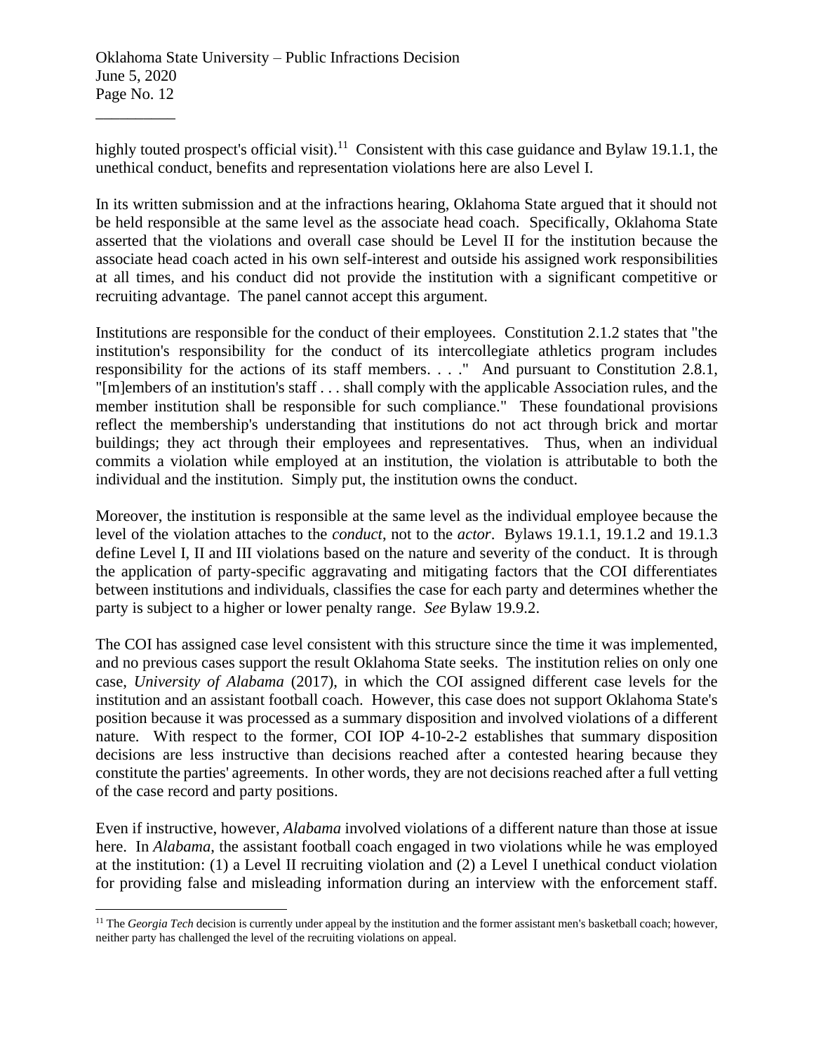highly touted prospect's official visit).[11] Consistent with this case guidance and Bylaw 19.1.1, the unethical conduct, benefits and representation violations here are also Level I.

In its written submission and at the infractions hearing, Oklahoma State argued that it should not be held responsible at the same level as the associate head coach. Specifically, Oklahoma State asserted that the violations and overall case should be Level II for the institution because the associate head coach acted in his own self-interest and outside his assigned work responsibilities at all times, and his conduct did not provide the institution with a significant competitive or recruiting advantage. The panel cannot accept this argument.

Institutions are responsible for the conduct of their employees. Constitution 2.1.2 states that "the institution's responsibility for the conduct of its intercollegiate athletics program includes responsibility for the actions of its staff members. . . ." And pursuant to Constitution 2.8.1, "[m]embers of an institution's staff . . . shall comply with the applicable Association rules, and the member institution shall be responsible for such compliance." These foundational provisions reflect the membership's understanding that institutions do not act through brick and mortar buildings; they act through their employees and representatives. Thus, when an individual commits a violation while employed at an institution, the violation is attributable to both the individual and the institution. Simply put, the institution owns the conduct.

Moreover, the institution is responsible at the same level as the individual employee because the level of the violation attaches to the *conduct*, not to the *actor*. Bylaws 19.1.1, 19.1.2 and 19.1.3 define Level I, II and III violations based on the nature and severity of the conduct. It is through the application of party-specific aggravating and mitigating factors that the COI differentiates between institutions and individuals, classifies the case for each party and determines whether the party is subject to a higher or lower penalty range. *See* Bylaw 19.9.2.

The COI has assigned case level consistent with this structure since the time it was implemented, and no previous cases support the result Oklahoma State seeks. The institution relies on only one case, *University of Alabama* (2017), in which the COI assigned different case levels for the institution and an assistant football coach. However, this case does not support Oklahoma State's position because it was processed as a summary disposition and involved violations of a different nature. With respect to the former, COI IOP 4-10-2-2 establishes that summary disposition decisions are less instructive than decisions reached after a contested hearing because they constitute the parties' agreements. In other words, they are not decisions reached after a full vetting of the case record and party positions.

Even if instructive, however, *Alabama* involved violations of a different nature than those at issue here. In *Alabama*, the assistant football coach engaged in two violations while he was employed at the institution: (1) a Level II recruiting violation and (2) a Level I unethical conduct violation for providing false and misleading information during an interview with the enforcement staff.

[11] The *Georgia Tech* decision is currently under appeal by the institution and the former assistant men's basketball coach; however, neither party has challenged the level of the recruiting violations on appeal.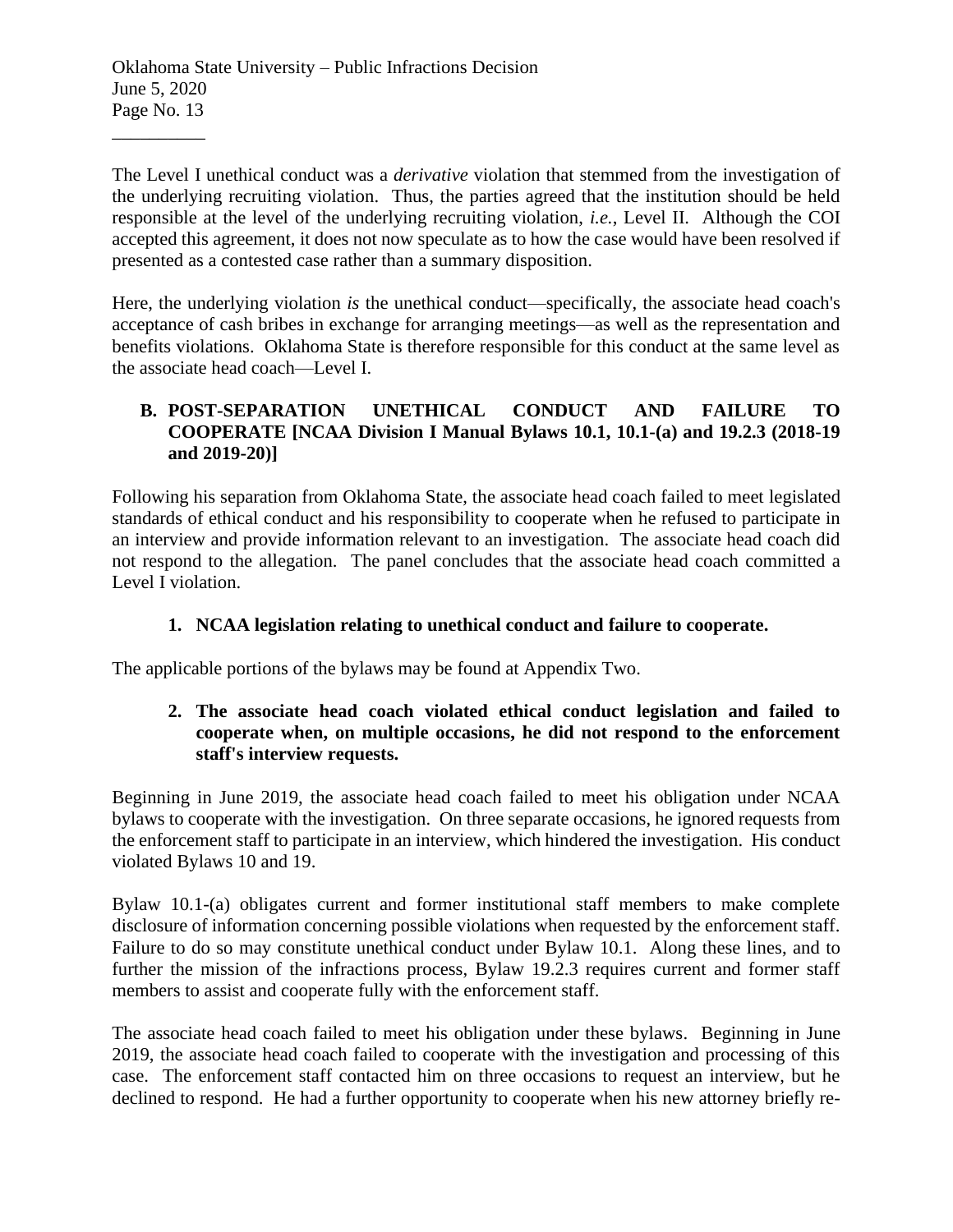The Level I unethical conduct was a *derivative* violation that stemmed from the investigation of the underlying recruiting violation. Thus, the parties agreed that the institution should be held responsible at the level of the underlying recruiting violation, *i.e.*, Level II. Although the COI accepted this agreement, it does not now speculate as to how the case would have been resolved if presented as a contested case rather than a summary disposition.

Here, the underlying violation *is* the unethical conduct—specifically, the associate head coach's acceptance of cash bribes in exchange for arranging meetings—as well as the representation and benefits violations. Oklahoma State is therefore responsible for this conduct at the same level as the associate head coach—Level I.

### B. POST-SEPARATION UNETHICAL CONDUCT AND FAILURE TO COOPERATE [NCAA Division I Manual Bylaws 10.1, 10.1-(a) and 19.2.3 (2018-19 and 2019-20)]

Following his separation from Oklahoma State, the associate head coach failed to meet legislated standards of ethical conduct and his responsibility to cooperate when he refused to participate in an interview and provide information relevant to an investigation. The associate head coach did not respond to the allegation. The panel concludes that the associate head coach committed a Level I violation.

#### 1. NCAA legislation relating to unethical conduct and failure to cooperate.

The applicable portions of the bylaws may be found at Appendix Two.

#### 2. The associate head coach violated ethical conduct legislation and failed to cooperate when, on multiple occasions, he did not respond to the enforcement staff's interview requests.

Beginning in June 2019, the associate head coach failed to meet his obligation under NCAA bylaws to cooperate with the investigation. On three separate occasions, he ignored requests from the enforcement staff to participate in an interview, which hindered the investigation. His conduct violated Bylaws 10 and 19.

Bylaw 10.1-(a) obligates current and former institutional staff members to make complete disclosure of information concerning possible violations when requested by the enforcement staff. Failure to do so may constitute unethical conduct under Bylaw 10.1. Along these lines, and to further the mission of the infractions process, Bylaw 19.2.3 requires current and former staff members to assist and cooperate fully with the enforcement staff.

The associate head coach failed to meet his obligation under these bylaws. Beginning in June 2019, the associate head coach failed to cooperate with the investigation and processing of this case. The enforcement staff contacted him on three occasions to request an interview, but he declined to respond. He had a further opportunity to cooperate when his new attorney briefly re-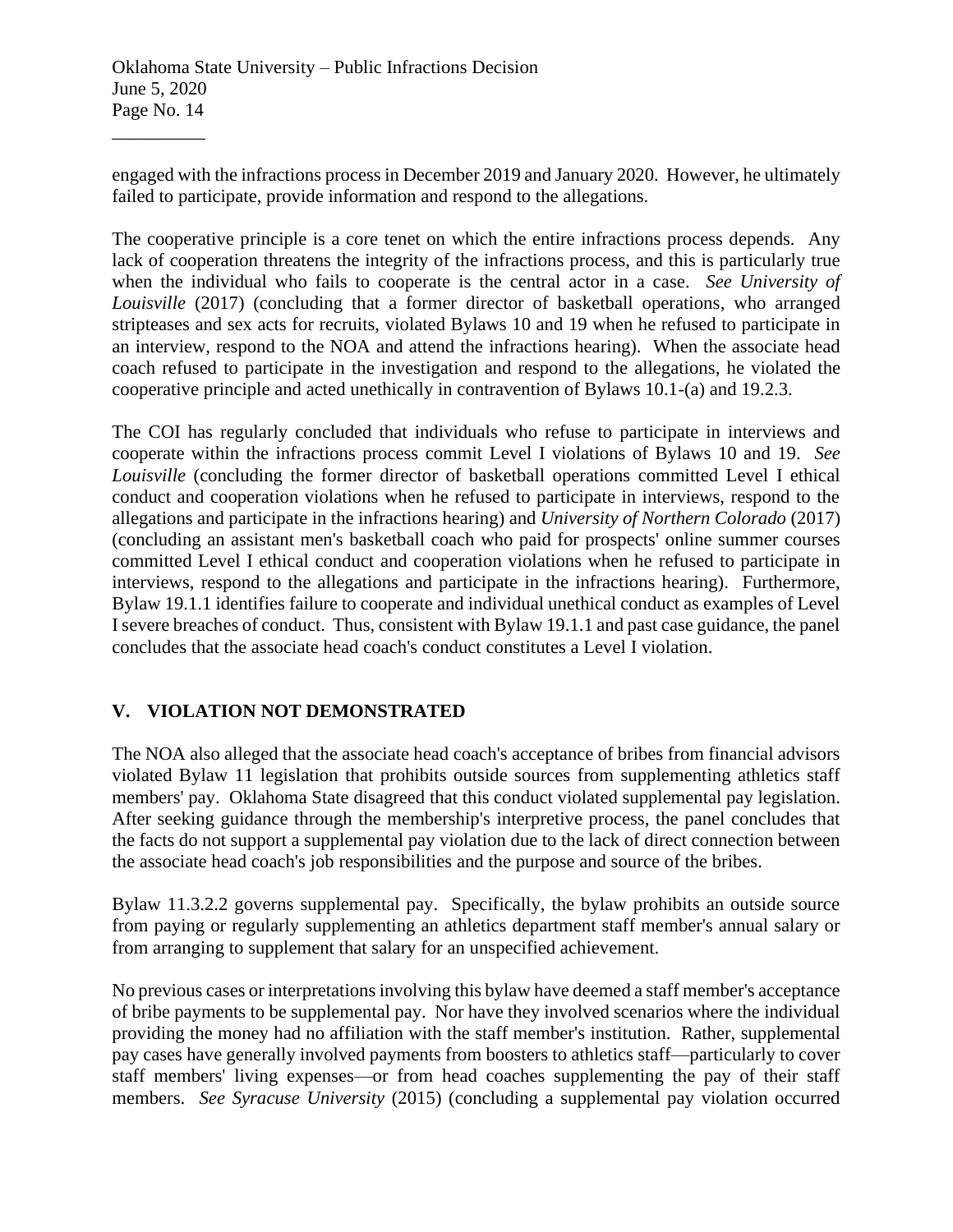engaged with the infractions process in December 2019 and January 2020. However, he ultimately failed to participate, provide information and respond to the allegations.

The cooperative principle is a core tenet on which the entire infractions process depends. Any lack of cooperation threatens the integrity of the infractions process, and this is particularly true when the individual who fails to cooperate is the central actor in a case. *See University of Louisville* (2017) (concluding that a former director of basketball operations, who arranged stripteases and sex acts for recruits, violated Bylaws 10 and 19 when he refused to participate in an interview, respond to the NOA and attend the infractions hearing). When the associate head coach refused to participate in the investigation and respond to the allegations, he violated the cooperative principle and acted unethically in contravention of Bylaws 10.1-(a) and 19.2.3.

The COI has regularly concluded that individuals who refuse to participate in interviews and cooperate within the infractions process commit Level I violations of Bylaws 10 and 19. *See Louisville* (concluding the former director of basketball operations committed Level I ethical conduct and cooperation violations when he refused to participate in interviews, respond to the allegations and participate in the infractions hearing) and *University of Northern Colorado* (2017) (concluding an assistant men's basketball coach who paid for prospects' online summer courses committed Level I ethical conduct and cooperation violations when he refused to participate in interviews, respond to the allegations and participate in the infractions hearing). Furthermore, Bylaw 19.1.1 identifies failure to cooperate and individual unethical conduct as examples of Level I severe breaches of conduct. Thus, consistent with Bylaw 19.1.1 and past case guidance, the panel concludes that the associate head coach's conduct constitutes a Level I violation.

## V. VIOLATION NOT DEMONSTRATED

The NOA also alleged that the associate head coach's acceptance of bribes from financial advisors violated Bylaw 11 legislation that prohibits outside sources from supplementing athletics staff members' pay. Oklahoma State disagreed that this conduct violated supplemental pay legislation. After seeking guidance through the membership's interpretive process, the panel concludes that the facts do not support a supplemental pay violation due to the lack of direct connection between the associate head coach's job responsibilities and the purpose and source of the bribes.

Bylaw 11.3.2.2 governs supplemental pay. Specifically, the bylaw prohibits an outside source from paying or regularly supplementing an athletics department staff member's annual salary or from arranging to supplement that salary for an unspecified achievement.

No previous cases or interpretations involving this bylaw have deemed a staff member's acceptance of bribe payments to be supplemental pay. Nor have they involved scenarios where the individual providing the money had no affiliation with the staff member's institution. Rather, supplemental pay cases have generally involved payments from boosters to athletics staff—particularly to cover staff members' living expenses—or from head coaches supplementing the pay of their staff members. *See Syracuse University* (2015) (concluding a supplemental pay violation occurred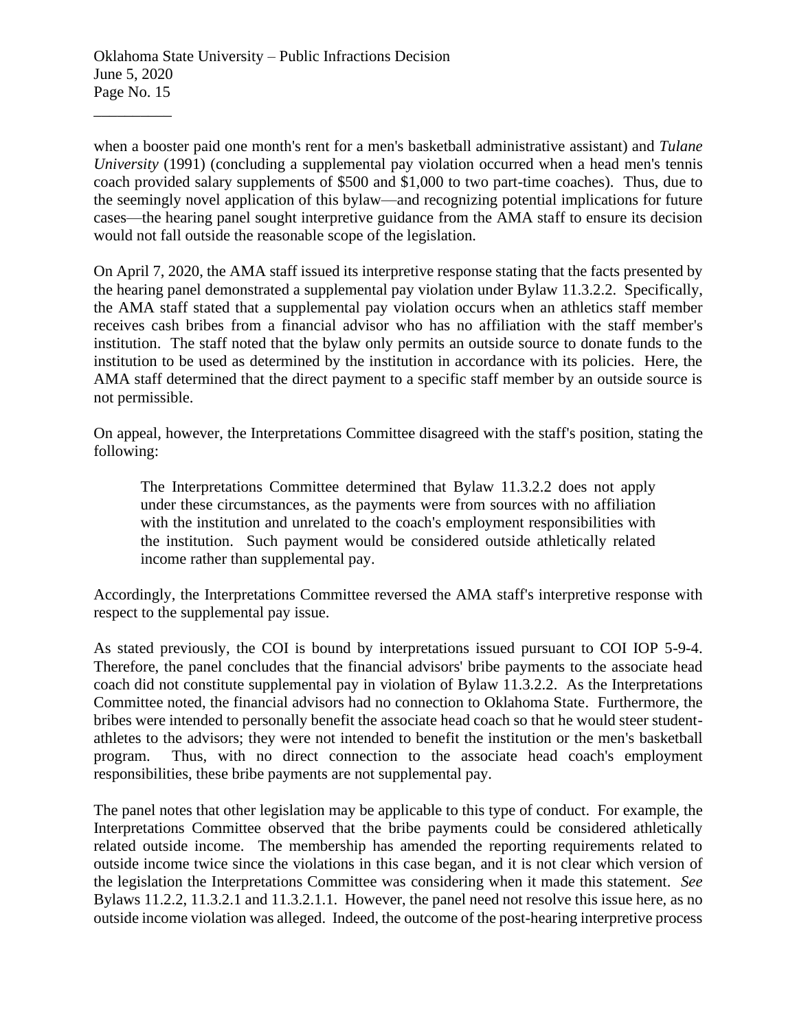when a booster paid one month's rent for a men's basketball administrative assistant) and *Tulane University* (1991) (concluding a supplemental pay violation occurred when a head men's tennis coach provided salary supplements of $500 and $1,000 to two part-time coaches). Thus, due to the seemingly novel application of this bylaw—and recognizing potential implications for future cases—the hearing panel sought interpretive guidance from the AMA staff to ensure its decision would not fall outside the reasonable scope of the legislation.

On April 7, 2020, the AMA staff issued its interpretive response stating that the facts presented by the hearing panel demonstrated a supplemental pay violation under Bylaw 11.3.2.2. Specifically, the AMA staff stated that a supplemental pay violation occurs when an athletics staff member receives cash bribes from a financial advisor who has no affiliation with the staff member's institution. The staff noted that the bylaw only permits an outside source to donate funds to the institution to be used as determined by the institution in accordance with its policies. Here, the AMA staff determined that the direct payment to a specific staff member by an outside source is not permissible.

On appeal, however, the Interpretations Committee disagreed with the staff's position, stating the following:

> The Interpretations Committee determined that Bylaw 11.3.2.2 does not apply under these circumstances, as the payments were from sources with no affiliation with the institution and unrelated to the coach's employment responsibilities with the institution. Such payment would be considered outside athletically related income rather than supplemental pay.

Accordingly, the Interpretations Committee reversed the AMA staff's interpretive response with respect to the supplemental pay issue.

As stated previously, the COI is bound by interpretations issued pursuant to COI IOP 5-9-4. Therefore, the panel concludes that the financial advisors' bribe payments to the associate head coach did not constitute supplemental pay in violation of Bylaw 11.3.2.2. As the Interpretations Committee noted, the financial advisors had no connection to Oklahoma State. Furthermore, the bribes were intended to personally benefit the associate head coach so that he would steer student-athletes to the advisors; they were not intended to benefit the institution or the men's basketball program. Thus, with no direct connection to the associate head coach's employment responsibilities, these bribe payments are not supplemental pay.

The panel notes that other legislation may be applicable to this type of conduct. For example, the Interpretations Committee observed that the bribe payments could be considered athletically related outside income. The membership has amended the reporting requirements related to outside income twice since the violations in this case began, and it is not clear which version of the legislation the Interpretations Committee was considering when it made this statement. *See* Bylaws 11.2.2, 11.3.2.1 and 11.3.2.1.1. However, the panel need not resolve this issue here, as no outside income violation was alleged. Indeed, the outcome of the post-hearing interpretive process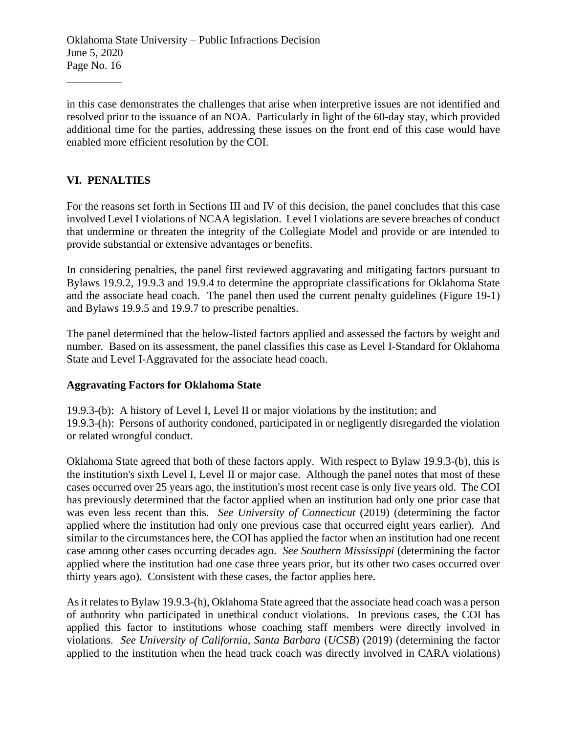in this case demonstrates the challenges that arise when interpretive issues are not identified and resolved prior to the issuance of an NOA. Particularly in light of the 60-day stay, which provided additional time for the parties, addressing these issues on the front end of this case would have enabled more efficient resolution by the COI.

## VI. PENALTIES

For the reasons set forth in Sections III and IV of this decision, the panel concludes that this case involved Level I violations of NCAA legislation. Level I violations are severe breaches of conduct that undermine or threaten the integrity of the Collegiate Model and provide or are intended to provide substantial or extensive advantages or benefits.

In considering penalties, the panel first reviewed aggravating and mitigating factors pursuant to Bylaws 19.9.2, 19.9.3 and 19.9.4 to determine the appropriate classifications for Oklahoma State and the associate head coach. The panel then used the current penalty guidelines (Figure 19-1) and Bylaws 19.9.5 and 19.9.7 to prescribe penalties.

The panel determined that the below-listed factors applied and assessed the factors by weight and number. Based on its assessment, the panel classifies this case as Level I-Standard for Oklahoma State and Level I-Aggravated for the associate head coach.

### Aggravating Factors for Oklahoma State

19.9.3-(b): A history of Level I, Level II or major violations by the institution; and
19.9.3-(h): Persons of authority condoned, participated in or negligently disregarded the violation or related wrongful conduct.

Oklahoma State agreed that both of these factors apply. With respect to Bylaw 19.9.3-(b), this is the institution's sixth Level I, Level II or major case. Although the panel notes that most of these cases occurred over 25 years ago, the institution's most recent case is only five years old. The COI has previously determined that the factor applied when an institution had only one prior case that was even less recent than this. *See University of Connecticut* (2019) (determining the factor applied where the institution had only one previous case that occurred eight years earlier). And similar to the circumstances here, the COI has applied the factor when an institution had one recent case among other cases occurring decades ago. *See Southern Mississippi* (determining the factor applied where the institution had one case three years prior, but its other two cases occurred over thirty years ago). Consistent with these cases, the factor applies here.

As it relates to Bylaw 19.9.3-(h), Oklahoma State agreed that the associate head coach was a person of authority who participated in unethical conduct violations. In previous cases, the COI has applied this factor to institutions whose coaching staff members were directly involved in violations. *See University of California, Santa Barbara* (*UCSB*) (2019) (determining the factor applied to the institution when the head track coach was directly involved in CARA violations)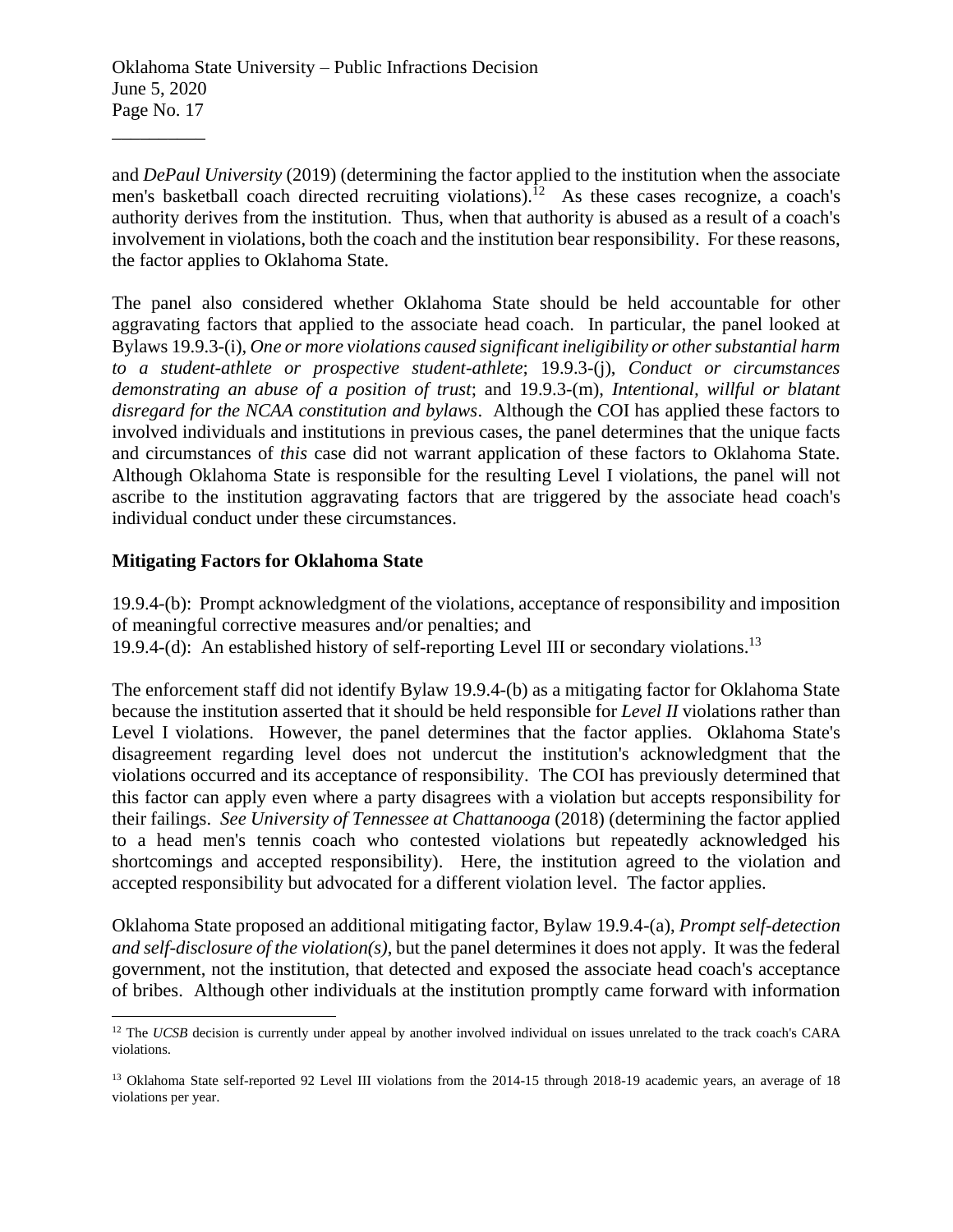and *DePaul University* (2019) (determining the factor applied to the institution when the associate men's basketball coach directed recruiting violations).[12] As these cases recognize, a coach's authority derives from the institution. Thus, when that authority is abused as a result of a coach's involvement in violations, both the coach and the institution bear responsibility. For these reasons, the factor applies to Oklahoma State.

The panel also considered whether Oklahoma State should be held accountable for other aggravating factors that applied to the associate head coach. In particular, the panel looked at Bylaws 19.9.3-(i), *One or more violations caused significant ineligibility or other substantial harm to a student-athlete or prospective student-athlete*; 19.9.3-(j), *Conduct or circumstances demonstrating an abuse of a position of trust*; and 19.9.3-(m), *Intentional, willful or blatant disregard for the NCAA constitution and bylaws*. Although the COI has applied these factors to involved individuals and institutions in previous cases, the panel determines that the unique facts and circumstances of *this* case did not warrant application of these factors to Oklahoma State. Although Oklahoma State is responsible for the resulting Level I violations, the panel will not ascribe to the institution aggravating factors that are triggered by the associate head coach's individual conduct under these circumstances.

**Mitigating Factors for Oklahoma State**

19.9.4-(b): Prompt acknowledgment of the violations, acceptance of responsibility and imposition of meaningful corrective measures and/or penalties; and
19.9.4-(d): An established history of self-reporting Level III or secondary violations.[13]

The enforcement staff did not identify Bylaw 19.9.4-(b) as a mitigating factor for Oklahoma State because the institution asserted that it should be held responsible for *Level II* violations rather than Level I violations. However, the panel determines that the factor applies. Oklahoma State's disagreement regarding level does not undercut the institution's acknowledgment that the violations occurred and its acceptance of responsibility. The COI has previously determined that this factor can apply even where a party disagrees with a violation but accepts responsibility for their failings. *See University of Tennessee at Chattanooga* (2018) (determining the factor applied to a head men's tennis coach who contested violations but repeatedly acknowledged his shortcomings and accepted responsibility). Here, the institution agreed to the violation and accepted responsibility but advocated for a different violation level. The factor applies.

Oklahoma State proposed an additional mitigating factor, Bylaw 19.9.4-(a), *Prompt self-detection and self-disclosure of the violation(s)*, but the panel determines it does not apply. It was the federal government, not the institution, that detected and exposed the associate head coach's acceptance of bribes. Although other individuals at the institution promptly came forward with information

---

[12] The *UCSB* decision is currently under appeal by another involved individual on issues unrelated to the track coach's CARA violations.

[13] Oklahoma State self-reported 92 Level III violations from the 2014-15 through 2018-19 academic years, an average of 18 violations per year.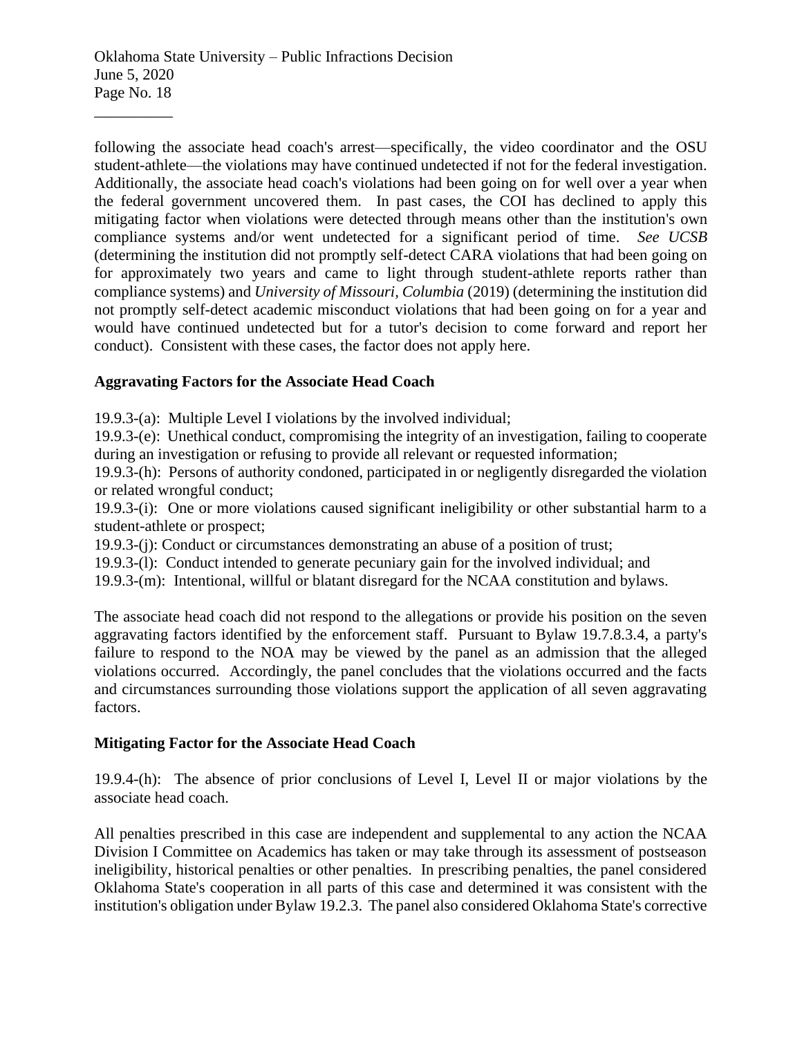following the associate head coach's arrest—specifically, the video coordinator and the OSU student-athlete—the violations may have continued undetected if not for the federal investigation. Additionally, the associate head coach's violations had been going on for well over a year when the federal government uncovered them. In past cases, the COI has declined to apply this mitigating factor when violations were detected through means other than the institution's own compliance systems and/or went undetected for a significant period of time. *See UCSB* (determining the institution did not promptly self-detect CARA violations that had been going on for approximately two years and came to light through student-athlete reports rather than compliance systems) and *University of Missouri, Columbia* (2019) (determining the institution did not promptly self-detect academic misconduct violations that had been going on for a year and would have continued undetected but for a tutor's decision to come forward and report her conduct). Consistent with these cases, the factor does not apply here.

### Aggravating Factors for the Associate Head Coach

19.9.3-(a): Multiple Level I violations by the involved individual;
19.9.3-(e): Unethical conduct, compromising the integrity of an investigation, failing to cooperate during an investigation or refusing to provide all relevant or requested information;
19.9.3-(h): Persons of authority condoned, participated in or negligently disregarded the violation or related wrongful conduct;
19.9.3-(i): One or more violations caused significant ineligibility or other substantial harm to a student-athlete or prospect;
19.9.3-(j): Conduct or circumstances demonstrating an abuse of a position of trust;
19.9.3-(l): Conduct intended to generate pecuniary gain for the involved individual; and
19.9.3-(m): Intentional, willful or blatant disregard for the NCAA constitution and bylaws.

The associate head coach did not respond to the allegations or provide his position on the seven aggravating factors identified by the enforcement staff. Pursuant to Bylaw 19.7.8.3.4, a party's failure to respond to the NOA may be viewed by the panel as an admission that the alleged violations occurred. Accordingly, the panel concludes that the violations occurred and the facts and circumstances surrounding those violations support the application of all seven aggravating factors.

### Mitigating Factor for the Associate Head Coach

19.9.4-(h): The absence of prior conclusions of Level I, Level II or major violations by the associate head coach.

All penalties prescribed in this case are independent and supplemental to any action the NCAA Division I Committee on Academics has taken or may take through its assessment of postseason ineligibility, historical penalties or other penalties. In prescribing penalties, the panel considered Oklahoma State's cooperation in all parts of this case and determined it was consistent with the institution's obligation under Bylaw 19.2.3. The panel also considered Oklahoma State's corrective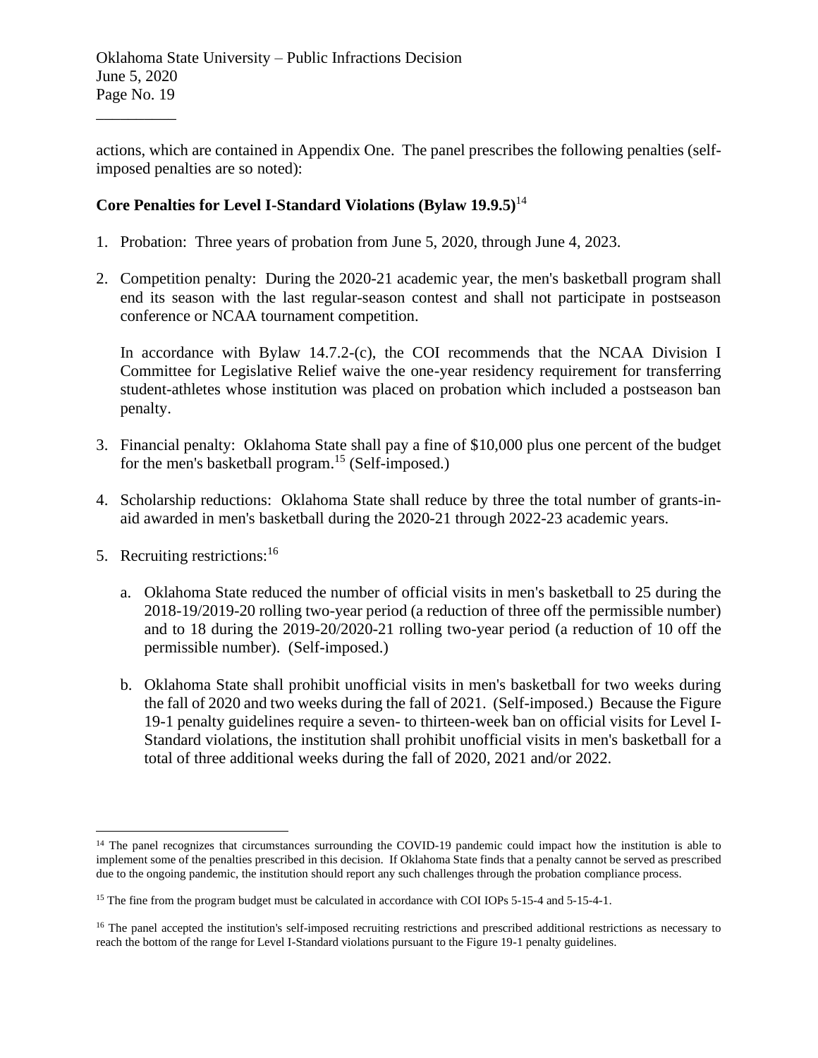actions, which are contained in Appendix One. The panel prescribes the following penalties (self-imposed penalties are so noted):

**Core Penalties for Level I-Standard Violations (Bylaw 19.9.5)**[14]

1. Probation: Three years of probation from June 5, 2020, through June 4, 2023.

2. Competition penalty: During the 2020-21 academic year, the men's basketball program shall end its season with the last regular-season contest and shall not participate in postseason conference or NCAA tournament competition.

   In accordance with Bylaw 14.7.2-(c), the COI recommends that the NCAA Division I Committee for Legislative Relief waive the one-year residency requirement for transferring student-athletes whose institution was placed on probation which included a postseason ban penalty.

3. Financial penalty: Oklahoma State shall pay a fine of $10,000 plus one percent of the budget for the men's basketball program.[15] (Self-imposed.)

4. Scholarship reductions: Oklahoma State shall reduce by three the total number of grants-in-aid awarded in men's basketball during the 2020-21 through 2022-23 academic years.

5. Recruiting restrictions:[16]

   a. Oklahoma State reduced the number of official visits in men's basketball to 25 during the 2018-19/2019-20 rolling two-year period (a reduction of three off the permissible number) and to 18 during the 2019-20/2020-21 rolling two-year period (a reduction of 10 off the permissible number). (Self-imposed.)

   b. Oklahoma State shall prohibit unofficial visits in men's basketball for two weeks during the fall of 2020 and two weeks during the fall of 2021. (Self-imposed.) Because the Figure 19-1 penalty guidelines require a seven- to thirteen-week ban on official visits for Level I-Standard violations, the institution shall prohibit unofficial visits in men's basketball for a total of three additional weeks during the fall of 2020, 2021 and/or 2022.

---

[14] The panel recognizes that circumstances surrounding the COVID-19 pandemic could impact how the institution is able to implement some of the penalties prescribed in this decision. If Oklahoma State finds that a penalty cannot be served as prescribed due to the ongoing pandemic, the institution should report any such challenges through the probation compliance process.

[15] The fine from the program budget must be calculated in accordance with COI IOPs 5-15-4 and 5-15-4-1.

[16] The panel accepted the institution's self-imposed recruiting restrictions and prescribed additional restrictions as necessary to reach the bottom of the range for Level I-Standard violations pursuant to the Figure 19-1 penalty guidelines.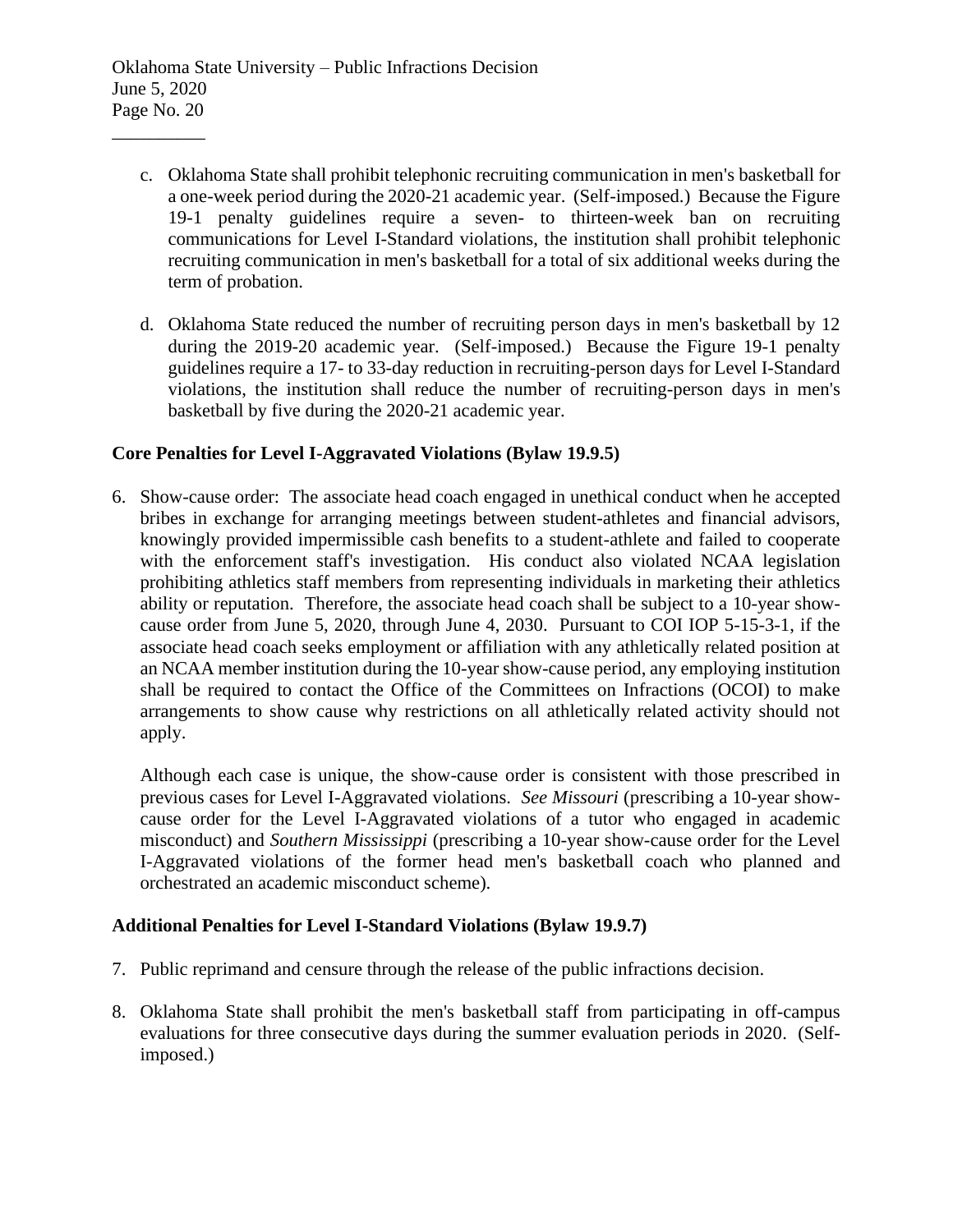c. Oklahoma State shall prohibit telephonic recruiting communication in men's basketball for a one-week period during the 2020-21 academic year. (Self-imposed.) Because the Figure 19-1 penalty guidelines require a seven- to thirteen-week ban on recruiting communications for Level I-Standard violations, the institution shall prohibit telephonic recruiting communication in men's basketball for a total of six additional weeks during the term of probation.

d. Oklahoma State reduced the number of recruiting person days in men's basketball by 12 during the 2019-20 academic year. (Self-imposed.) Because the Figure 19-1 penalty guidelines require a 17- to 33-day reduction in recruiting-person days for Level I-Standard violations, the institution shall reduce the number of recruiting-person days in men's basketball by five during the 2020-21 academic year.

**Core Penalties for Level I-Aggravated Violations (Bylaw 19.9.5)**

6. Show-cause order: The associate head coach engaged in unethical conduct when he accepted bribes in exchange for arranging meetings between student-athletes and financial advisors, knowingly provided impermissible cash benefits to a student-athlete and failed to cooperate with the enforcement staff's investigation. His conduct also violated NCAA legislation prohibiting athletics staff members from representing individuals in marketing their athletics ability or reputation. Therefore, the associate head coach shall be subject to a 10-year show-cause order from June 5, 2020, through June 4, 2030. Pursuant to COI IOP 5-15-3-1, if the associate head coach seeks employment or affiliation with any athletically related position at an NCAA member institution during the 10-year show-cause period, any employing institution shall be required to contact the Office of the Committees on Infractions (OCOI) to make arrangements to show cause why restrictions on all athletically related activity should not apply.

   Although each case is unique, the show-cause order is consistent with those prescribed in previous cases for Level I-Aggravated violations. *See Missouri* (prescribing a 10-year show-cause order for the Level I-Aggravated violations of a tutor who engaged in academic misconduct) and *Southern Mississippi* (prescribing a 10-year show-cause order for the Level I-Aggravated violations of the former head men's basketball coach who planned and orchestrated an academic misconduct scheme).

**Additional Penalties for Level I-Standard Violations (Bylaw 19.9.7)**

7. Public reprimand and censure through the release of the public infractions decision.

8. Oklahoma State shall prohibit the men's basketball staff from participating in off-campus evaluations for three consecutive days during the summer evaluation periods in 2020. (Self-imposed.)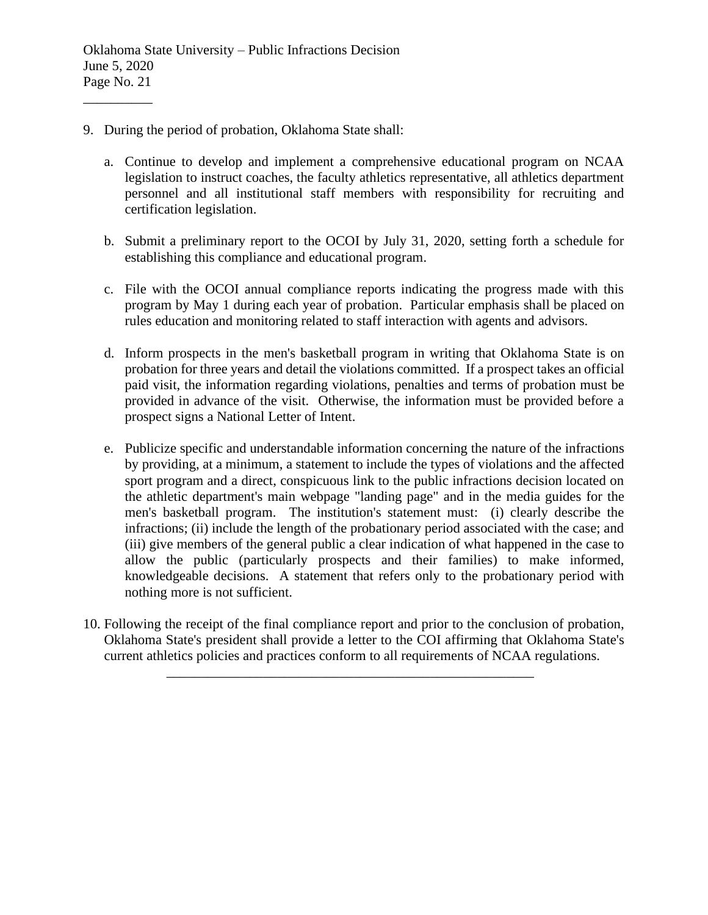9. During the period of probation, Oklahoma State shall:

    a. Continue to develop and implement a comprehensive educational program on NCAA legislation to instruct coaches, the faculty athletics representative, all athletics department personnel and all institutional staff members with responsibility for recruiting and certification legislation.

    b. Submit a preliminary report to the OCOI by July 31, 2020, setting forth a schedule for establishing this compliance and educational program.

    c. File with the OCOI annual compliance reports indicating the progress made with this program by May 1 during each year of probation. Particular emphasis shall be placed on rules education and monitoring related to staff interaction with agents and advisors.

    d. Inform prospects in the men's basketball program in writing that Oklahoma State is on probation for three years and detail the violations committed. If a prospect takes an official paid visit, the information regarding violations, penalties and terms of probation must be provided in advance of the visit. Otherwise, the information must be provided before a prospect signs a National Letter of Intent.

    e. Publicize specific and understandable information concerning the nature of the infractions by providing, at a minimum, a statement to include the types of violations and the affected sport program and a direct, conspicuous link to the public infractions decision located on the athletic department's main webpage "landing page" and in the media guides for the men's basketball program. The institution's statement must: (i) clearly describe the infractions; (ii) include the length of the probationary period associated with the case; and (iii) give members of the general public a clear indication of what happened in the case to allow the public (particularly prospects and their families) to make informed, knowledgeable decisions. A statement that refers only to the probationary period with nothing more is not sufficient.

10. Following the receipt of the final compliance report and prior to the conclusion of probation, Oklahoma State's president shall provide a letter to the COI affirming that Oklahoma State's current athletics policies and practices conform to all requirements of NCAA regulations.

---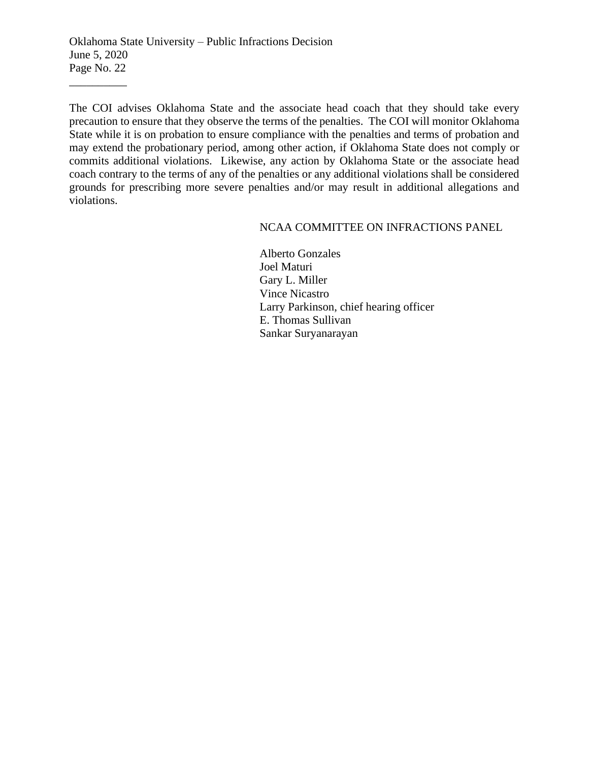The COI advises Oklahoma State and the associate head coach that they should take every precaution to ensure that they observe the terms of the penalties. The COI will monitor Oklahoma State while it is on probation to ensure compliance with the penalties and terms of probation and may extend the probationary period, among other action, if Oklahoma State does not comply or commits additional violations. Likewise, any action by Oklahoma State or the associate head coach contrary to the terms of any of the penalties or any additional violations shall be considered grounds for prescribing more severe penalties and/or may result in additional allegations and violations.

NCAA COMMITTEE ON INFRACTIONS PANEL

Alberto Gonzales
Joel Maturi
Gary L. Miller
Vince Nicastro
Larry Parkinson, chief hearing officer
E. Thomas Sullivan
Sankar Suryanarayan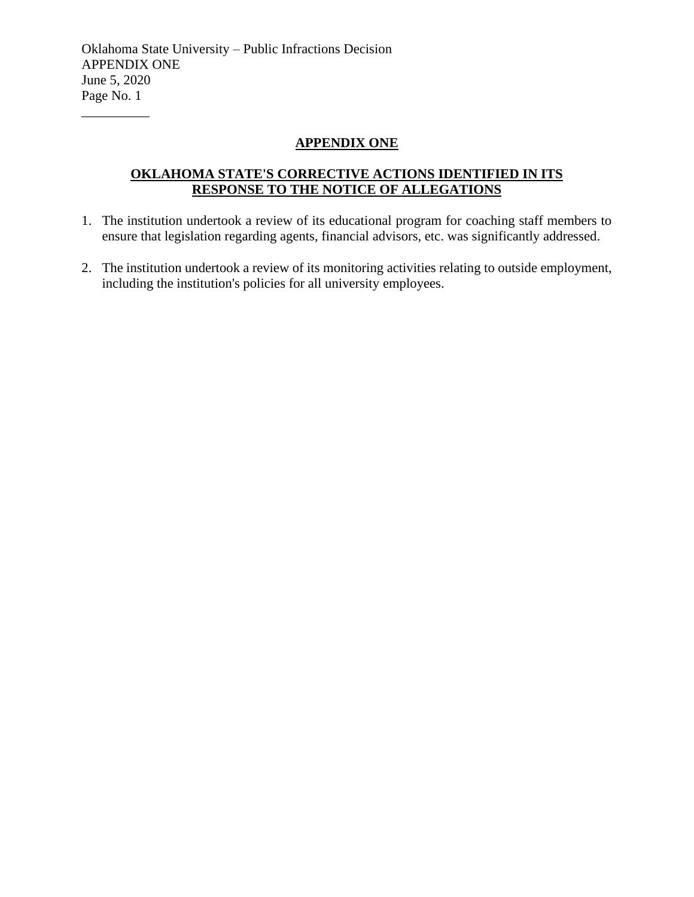## APPENDIX ONE

## OKLAHOMA STATE'S CORRECTIVE ACTIONS IDENTIFIED IN ITS RESPONSE TO THE NOTICE OF ALLEGATIONS

1. The institution undertook a review of its educational program for coaching staff members to ensure that legislation regarding agents, financial advisors, etc. was significantly addressed.

2. The institution undertook a review of its monitoring activities relating to outside employment, including the institution's policies for all university employees.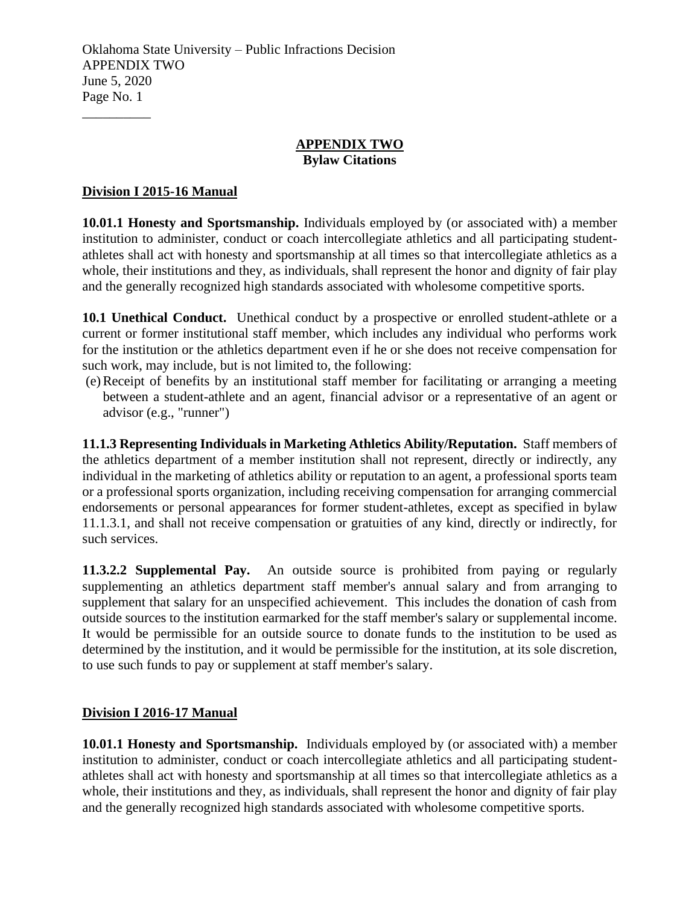## APPENDIX TWO
**Bylaw Citations**

### Division I 2015-16 Manual

**10.01.1 Honesty and Sportsmanship.** Individuals employed by (or associated with) a member institution to administer, conduct or coach intercollegiate athletics and all participating student-athletes shall act with honesty and sportsmanship at all times so that intercollegiate athletics as a whole, their institutions and they, as individuals, shall represent the honor and dignity of fair play and the generally recognized high standards associated with wholesome competitive sports.

**10.1 Unethical Conduct.** Unethical conduct by a prospective or enrolled student-athlete or a current or former institutional staff member, which includes any individual who performs work for the institution or the athletics department even if he or she does not receive compensation for such work, may include, but is not limited to, the following:

(e) Receipt of benefits by an institutional staff member for facilitating or arranging a meeting between a student-athlete and an agent, financial advisor or a representative of an agent or advisor (e.g., "runner")

**11.1.3 Representing Individuals in Marketing Athletics Ability/Reputation.** Staff members of the athletics department of a member institution shall not represent, directly or indirectly, any individual in the marketing of athletics ability or reputation to an agent, a professional sports team or a professional sports organization, including receiving compensation for arranging commercial endorsements or personal appearances for former student-athletes, except as specified in bylaw 11.1.3.1, and shall not receive compensation or gratuities of any kind, directly or indirectly, for such services.

**11.3.2.2 Supplemental Pay.** An outside source is prohibited from paying or regularly supplementing an athletics department staff member's annual salary and from arranging to supplement that salary for an unspecified achievement. This includes the donation of cash from outside sources to the institution earmarked for the staff member's salary or supplemental income. It would be permissible for an outside source to donate funds to the institution to be used as determined by the institution, and it would be permissible for the institution, at its sole discretion, to use such funds to pay or supplement at staff member's salary.

### Division I 2016-17 Manual

**10.01.1 Honesty and Sportsmanship.** Individuals employed by (or associated with) a member institution to administer, conduct or coach intercollegiate athletics and all participating student-athletes shall act with honesty and sportsmanship at all times so that intercollegiate athletics as a whole, their institutions and they, as individuals, shall represent the honor and dignity of fair play and the generally recognized high standards associated with wholesome competitive sports.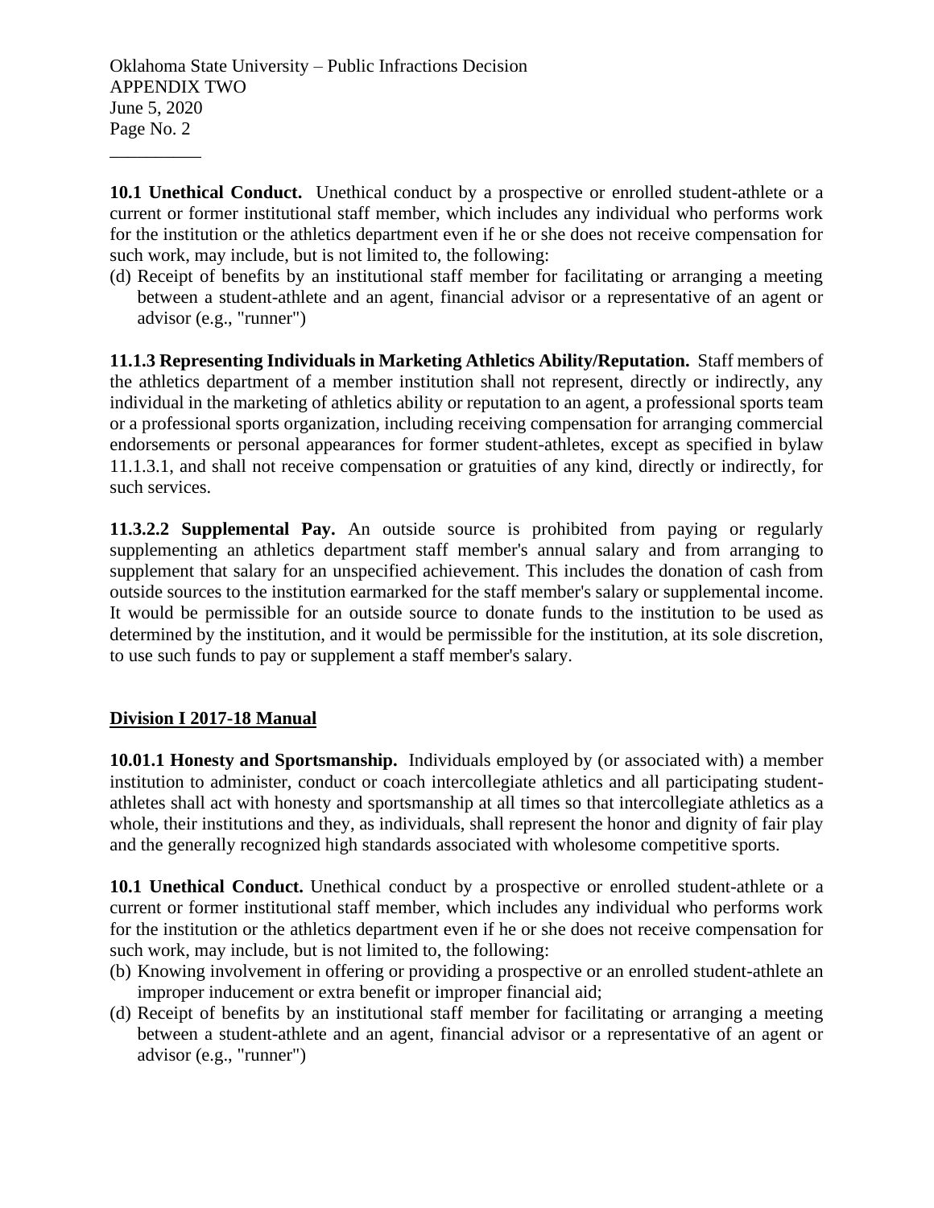**10.1 Unethical Conduct.** Unethical conduct by a prospective or enrolled student-athlete or a current or former institutional staff member, which includes any individual who performs work for the institution or the athletics department even if he or she does not receive compensation for such work, may include, but is not limited to, the following:

(d) Receipt of benefits by an institutional staff member for facilitating or arranging a meeting between a student-athlete and an agent, financial advisor or a representative of an agent or advisor (e.g., "runner")

**11.1.3 Representing Individuals in Marketing Athletics Ability/Reputation.** Staff members of the athletics department of a member institution shall not represent, directly or indirectly, any individual in the marketing of athletics ability or reputation to an agent, a professional sports team or a professional sports organization, including receiving compensation for arranging commercial endorsements or personal appearances for former student-athletes, except as specified in bylaw 11.1.3.1, and shall not receive compensation or gratuities of any kind, directly or indirectly, for such services.

**11.3.2.2 Supplemental Pay.** An outside source is prohibited from paying or regularly supplementing an athletics department staff member's annual salary and from arranging to supplement that salary for an unspecified achievement. This includes the donation of cash from outside sources to the institution earmarked for the staff member's salary or supplemental income. It would be permissible for an outside source to donate funds to the institution to be used as determined by the institution, and it would be permissible for the institution, at its sole discretion, to use such funds to pay or supplement a staff member's salary.

## Division I 2017-18 Manual

**10.01.1 Honesty and Sportsmanship.** Individuals employed by (or associated with) a member institution to administer, conduct or coach intercollegiate athletics and all participating student-athletes shall act with honesty and sportsmanship at all times so that intercollegiate athletics as a whole, their institutions and they, as individuals, shall represent the honor and dignity of fair play and the generally recognized high standards associated with wholesome competitive sports.

**10.1 Unethical Conduct.** Unethical conduct by a prospective or enrolled student-athlete or a current or former institutional staff member, which includes any individual who performs work for the institution or the athletics department even if he or she does not receive compensation for such work, may include, but is not limited to, the following:

(b) Knowing involvement in offering or providing a prospective or an enrolled student-athlete an improper inducement or extra benefit or improper financial aid;

(d) Receipt of benefits by an institutional staff member for facilitating or arranging a meeting between a student-athlete and an agent, financial advisor or a representative of an agent or advisor (e.g., "runner")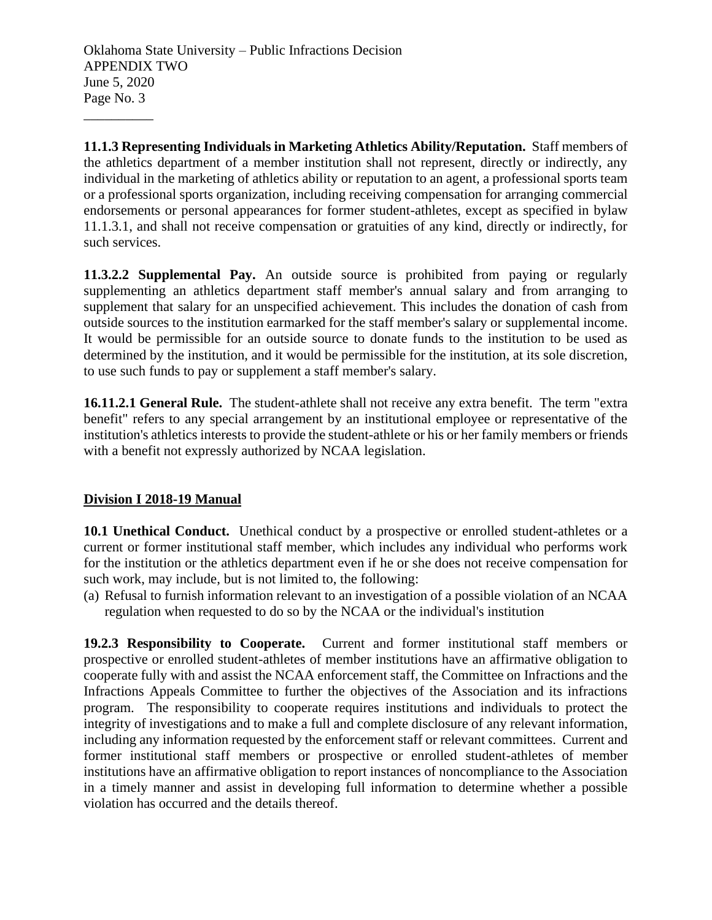**11.1.3 Representing Individuals in Marketing Athletics Ability/Reputation.** Staff members of the athletics department of a member institution shall not represent, directly or indirectly, any individual in the marketing of athletics ability or reputation to an agent, a professional sports team or a professional sports organization, including receiving compensation for arranging commercial endorsements or personal appearances for former student-athletes, except as specified in bylaw 11.1.3.1, and shall not receive compensation or gratuities of any kind, directly or indirectly, for such services.

**11.3.2.2 Supplemental Pay.** An outside source is prohibited from paying or regularly supplementing an athletics department staff member's annual salary and from arranging to supplement that salary for an unspecified achievement. This includes the donation of cash from outside sources to the institution earmarked for the staff member's salary or supplemental income. It would be permissible for an outside source to donate funds to the institution to be used as determined by the institution, and it would be permissible for the institution, at its sole discretion, to use such funds to pay or supplement a staff member's salary.

**16.11.2.1 General Rule.** The student-athlete shall not receive any extra benefit. The term "extra benefit" refers to any special arrangement by an institutional employee or representative of the institution's athletics interests to provide the student-athlete or his or her family members or friends with a benefit not expressly authorized by NCAA legislation.

**Division I 2018-19 Manual**

**10.1 Unethical Conduct.** Unethical conduct by a prospective or enrolled student-athletes or a current or former institutional staff member, which includes any individual who performs work for the institution or the athletics department even if he or she does not receive compensation for such work, may include, but is not limited to, the following:

(a) Refusal to furnish information relevant to an investigation of a possible violation of an NCAA regulation when requested to do so by the NCAA or the individual's institution

**19.2.3 Responsibility to Cooperate.** Current and former institutional staff members or prospective or enrolled student-athletes of member institutions have an affirmative obligation to cooperate fully with and assist the NCAA enforcement staff, the Committee on Infractions and the Infractions Appeals Committee to further the objectives of the Association and its infractions program. The responsibility to cooperate requires institutions and individuals to protect the integrity of investigations and to make a full and complete disclosure of any relevant information, including any information requested by the enforcement staff or relevant committees. Current and former institutional staff members or prospective or enrolled student-athletes of member institutions have an affirmative obligation to report instances of noncompliance to the Association in a timely manner and assist in developing full information to determine whether a possible violation has occurred and the details thereof.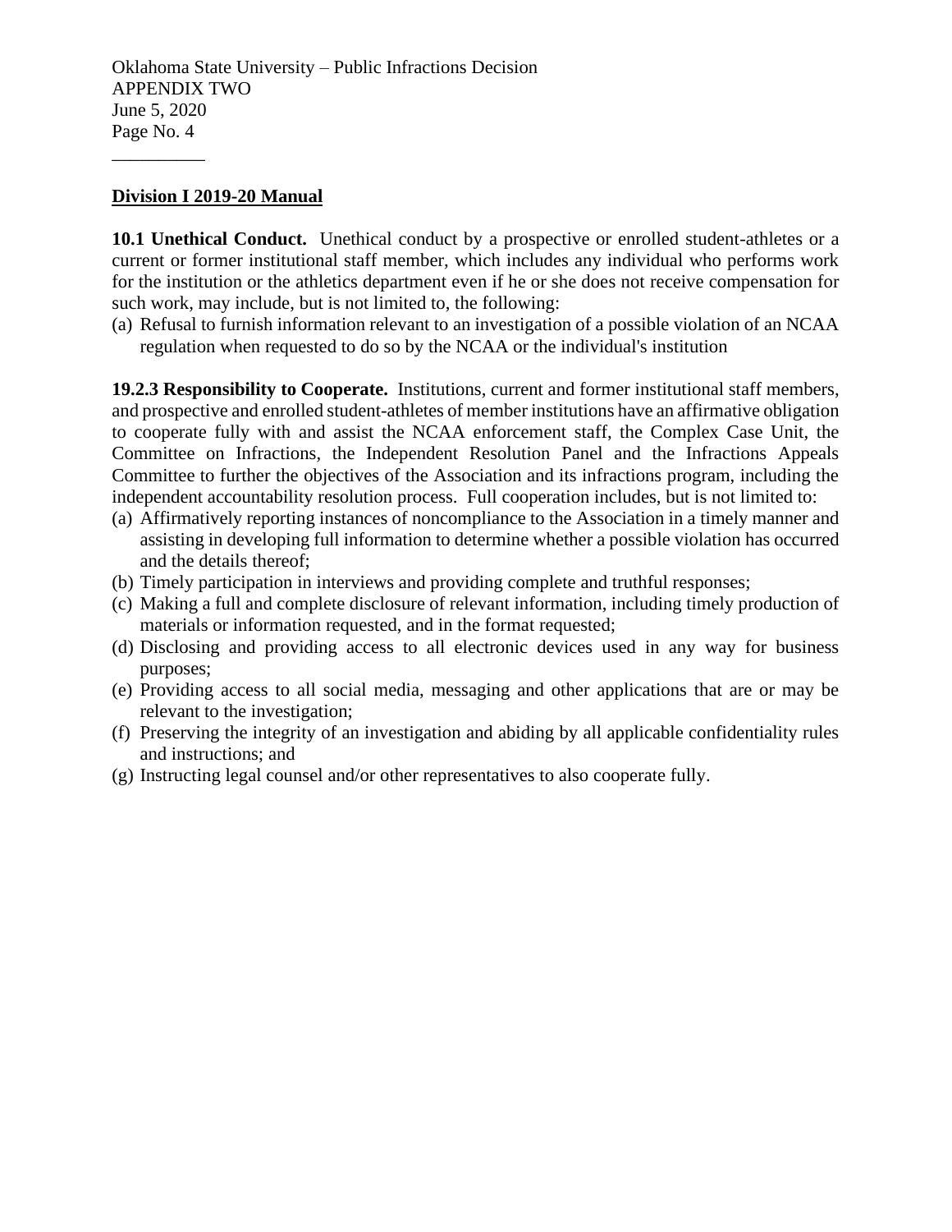**Division I 2019-20 Manual**

**10.1 Unethical Conduct.** Unethical conduct by a prospective or enrolled student-athletes or a current or former institutional staff member, which includes any individual who performs work for the institution or the athletics department even if he or she does not receive compensation for such work, may include, but is not limited to, the following:

(a) Refusal to furnish information relevant to an investigation of a possible violation of an NCAA regulation when requested to do so by the NCAA or the individual's institution

**19.2.3 Responsibility to Cooperate.** Institutions, current and former institutional staff members, and prospective and enrolled student-athletes of member institutions have an affirmative obligation to cooperate fully with and assist the NCAA enforcement staff, the Complex Case Unit, the Committee on Infractions, the Independent Resolution Panel and the Infractions Appeals Committee to further the objectives of the Association and its infractions program, including the independent accountability resolution process. Full cooperation includes, but is not limited to:

(a) Affirmatively reporting instances of noncompliance to the Association in a timely manner and assisting in developing full information to determine whether a possible violation has occurred and the details thereof;
(b) Timely participation in interviews and providing complete and truthful responses;
(c) Making a full and complete disclosure of relevant information, including timely production of materials or information requested, and in the format requested;
(d) Disclosing and providing access to all electronic devices used in any way for business purposes;
(e) Providing access to all social media, messaging and other applications that are or may be relevant to the investigation;
(f) Preserving the integrity of an investigation and abiding by all applicable confidentiality rules and instructions; and
(g) Instructing legal counsel and/or other representatives to also cooperate fully.